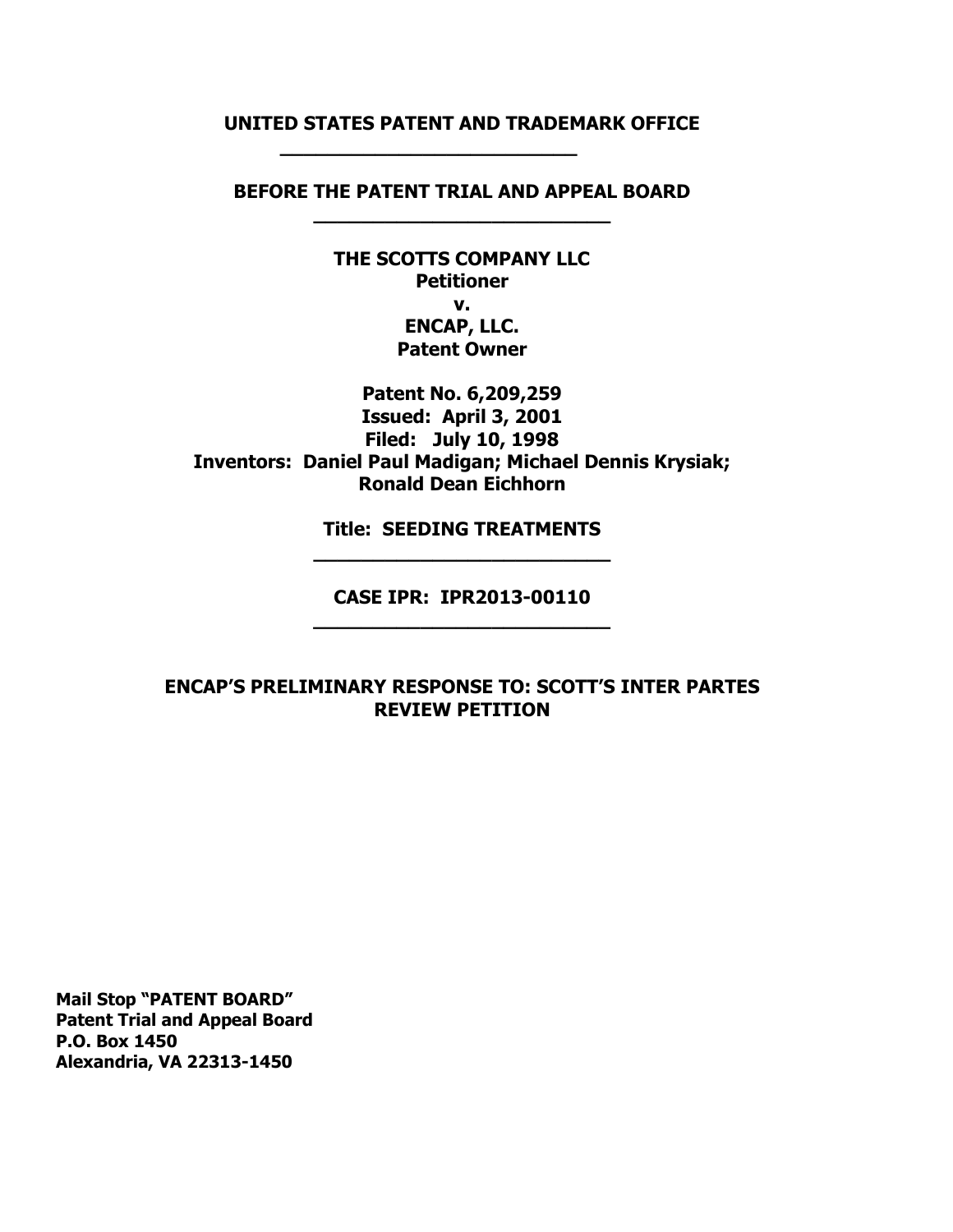**UNITED STATES PATENT AND TRADEMARK OFFICE**

---

**BEFORE THE PATENT TRIAL AND APPEAL BOARD**

---

**THE SCOTTS COMPANY LLC**
**Petitioner**
**v.**
**ENCAP, LLC.**
**Patent Owner**

**Patent No. 6,209,259**
**Issued: April 3, 2001**
**Filed: July 10, 1998**
**Inventors: Daniel Paul Madigan; Michael Dennis Krysiak; Ronald Dean Eichhorn**

**Title: SEEDING TREATMENTS**

---

**CASE IPR: IPR2013-00110**

---

**ENCAP'S PRELIMINARY RESPONSE TO: SCOTT'S INTER PARTES REVIEW PETITION**

**Mail Stop "PATENT BOARD"**
**Patent Trial and Appeal Board**
**P.O. Box 1450**
**Alexandria, VA 22313-1450**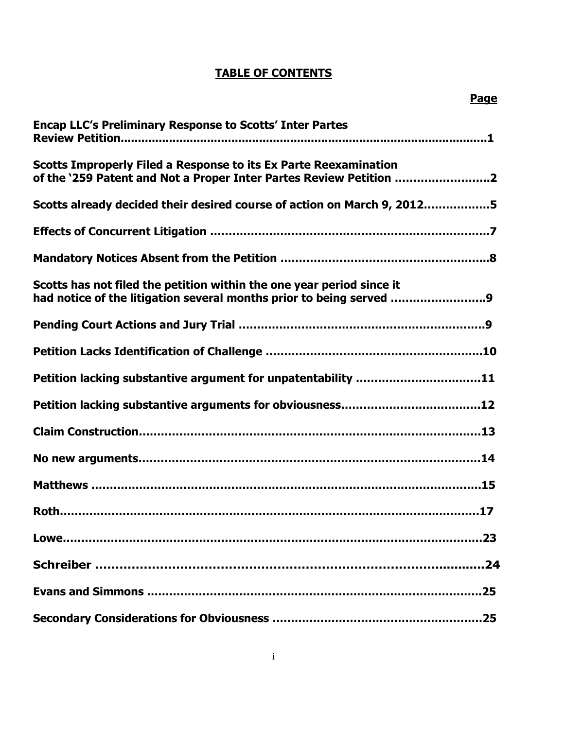# TABLE OF CONTENTS

| | Page |
|---|---|
| **Encap LLC's Preliminary Response to Scotts' Inter Partes Review Petition** | **1** |
| **Scotts Improperly Filed a Response to its Ex Parte Reexamination of the '259 Patent and Not a Proper Inter Partes Review Petition** | **2** |
| **Scotts already decided their desired course of action on March 9, 2012** | **5** |
| **Effects of Concurrent Litigation** | **7** |
| **Mandatory Notices Absent from the Petition** | **8** |
| **Scotts has not filed the petition within the one year period since it had notice of the litigation several months prior to being served** | **9** |
| **Pending Court Actions and Jury Trial** | **9** |
| **Petition Lacks Identification of Challenge** | **10** |
| **Petition lacking substantive argument for unpatentability** | **11** |
| **Petition lacking substantive arguments for obviousness** | **12** |
| **Claim Construction** | **13** |
| **No new arguments** | **14** |
| **Matthews** | **15** |
| **Roth** | **17** |
| **Lowe** | **23** |
| **Schreiber** | **24** |
| **Evans and Simmons** | **25** |
| **Secondary Considerations for Obviousness** | **25** |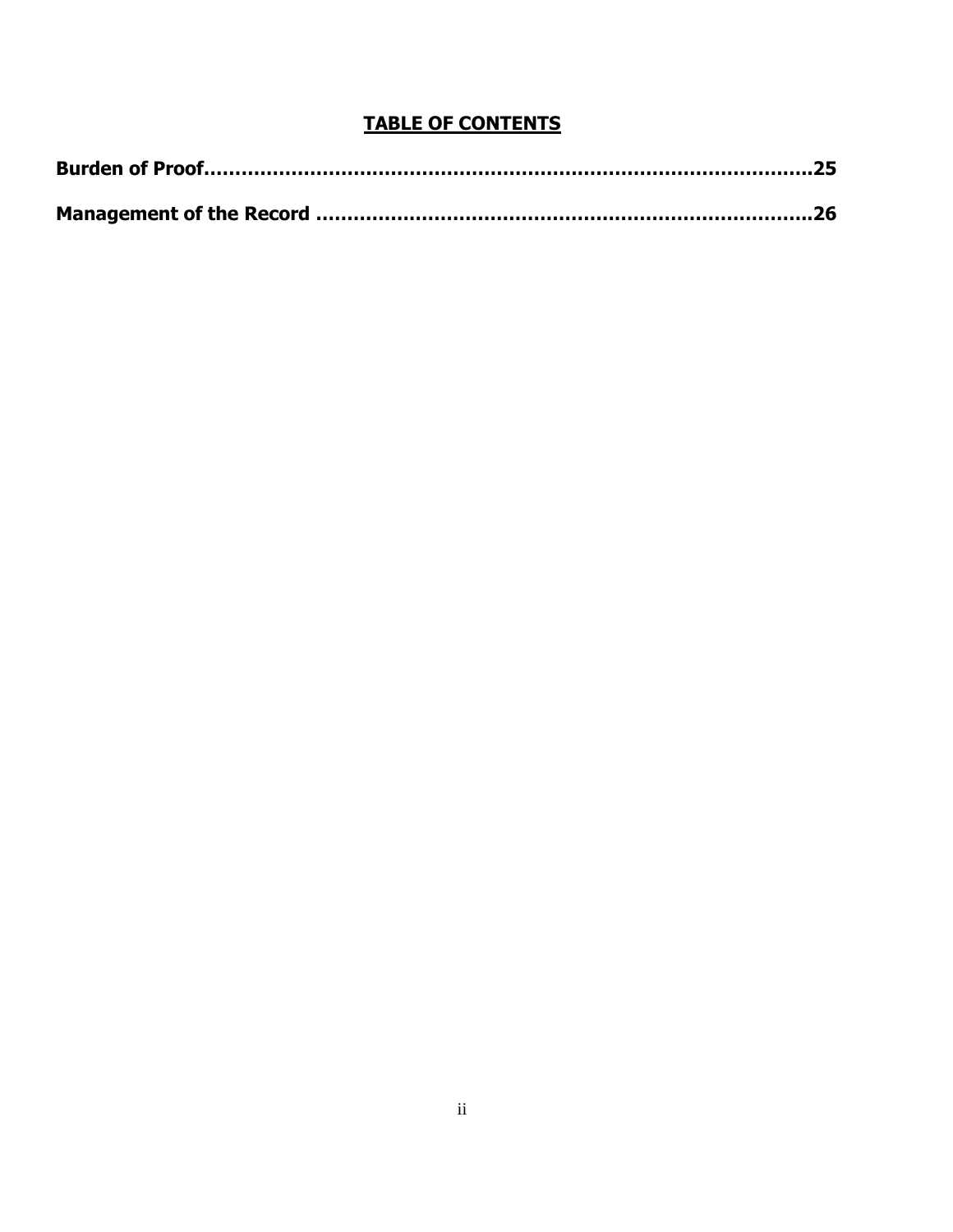## TABLE OF CONTENTS

**Burden of Proof..........................................................................................25**

**Management of the Record ...................................................................26**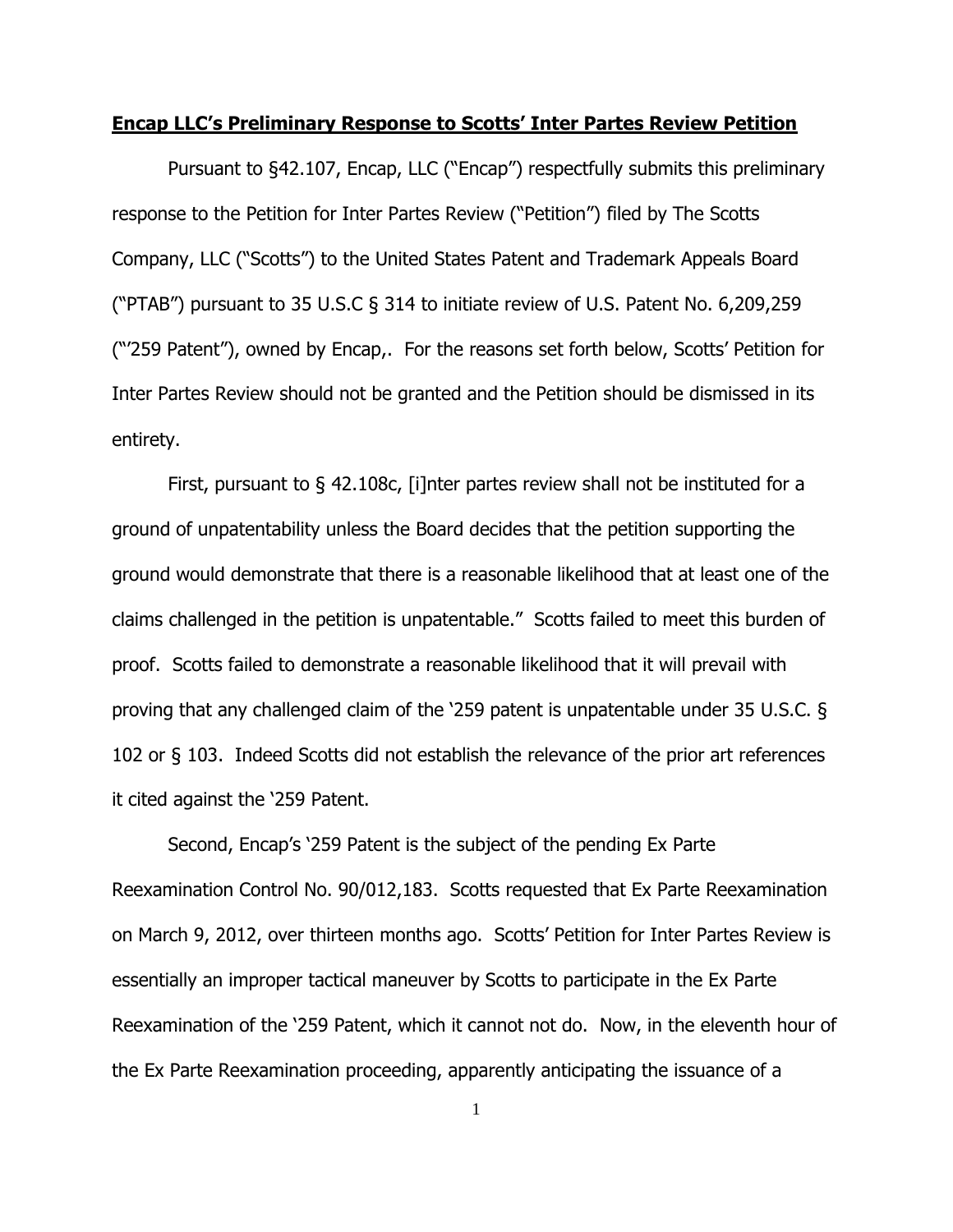**Encap LLC's Preliminary Response to Scotts' Inter Partes Review Petition**

Pursuant to §42.107, Encap, LLC ("Encap") respectfully submits this preliminary response to the Petition for Inter Partes Review ("Petition") filed by The Scotts Company, LLC ("Scotts") to the United States Patent and Trademark Appeals Board ("PTAB") pursuant to 35 U.S.C § 314 to initiate review of U.S. Patent No. 6,209,259 ("'259 Patent"), owned by Encap,. For the reasons set forth below, Scotts' Petition for Inter Partes Review should not be granted and the Petition should be dismissed in its entirety.

First, pursuant to § 42.108c, [i]nter partes review shall not be instituted for a ground of unpatentability unless the Board decides that the petition supporting the ground would demonstrate that there is a reasonable likelihood that at least one of the claims challenged in the petition is unpatentable." Scotts failed to meet this burden of proof. Scotts failed to demonstrate a reasonable likelihood that it will prevail with proving that any challenged claim of the '259 patent is unpatentable under 35 U.S.C. § 102 or § 103. Indeed Scotts did not establish the relevance of the prior art references it cited against the '259 Patent.

Second, Encap's '259 Patent is the subject of the pending Ex Parte Reexamination Control No. 90/012,183. Scotts requested that Ex Parte Reexamination on March 9, 2012, over thirteen months ago. Scotts' Petition for Inter Partes Review is essentially an improper tactical maneuver by Scotts to participate in the Ex Parte Reexamination of the '259 Patent, which it cannot not do. Now, in the eleventh hour of the Ex Parte Reexamination proceeding, apparently anticipating the issuance of a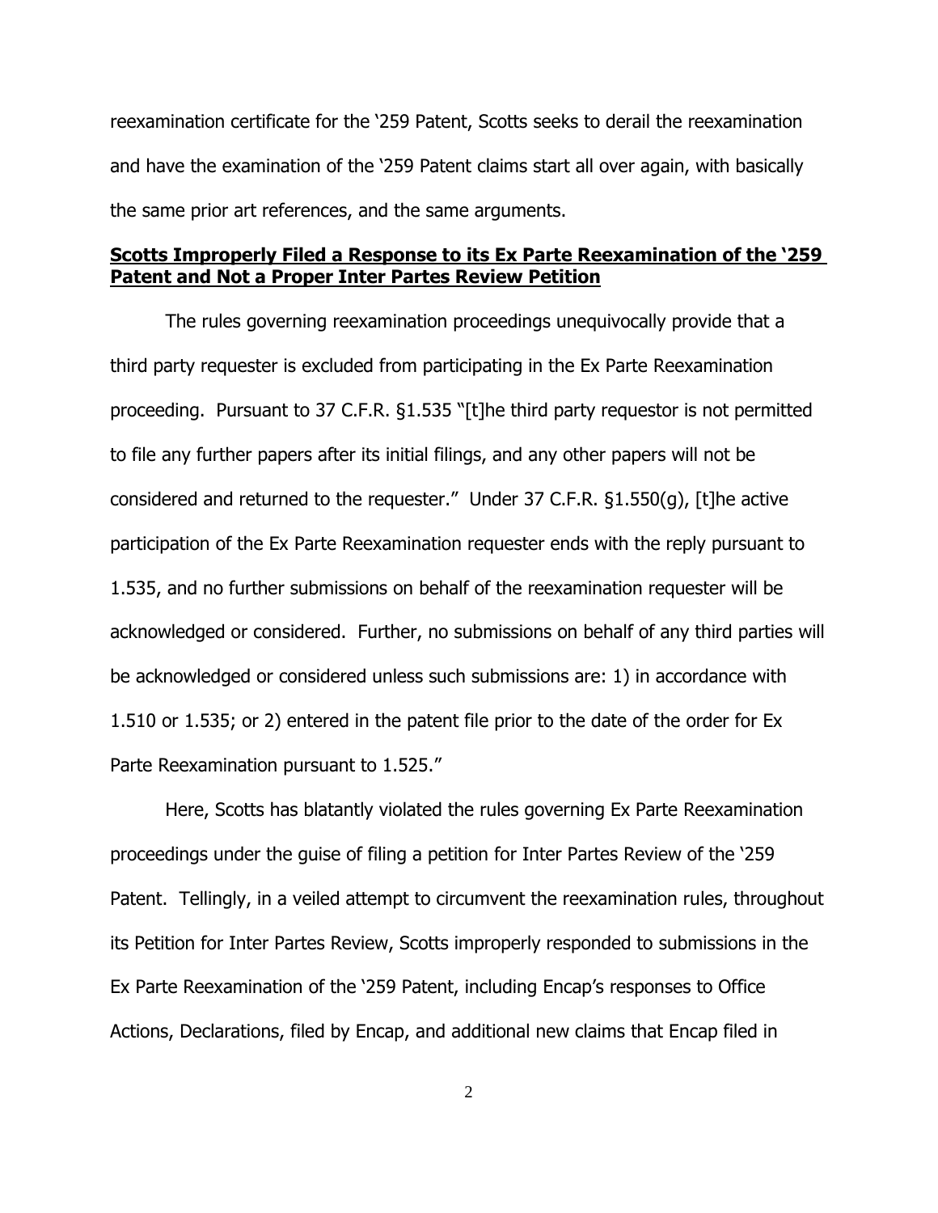reexamination certificate for the '259 Patent, Scotts seeks to derail the reexamination and have the examination of the '259 Patent claims start all over again, with basically the same prior art references, and the same arguments.

**Scotts Improperly Filed a Response to its Ex Parte Reexamination of the '259 Patent and Not a Proper Inter Partes Review Petition**

The rules governing reexamination proceedings unequivocally provide that a third party requester is excluded from participating in the Ex Parte Reexamination proceeding. Pursuant to 37 C.F.R. §1.535 "[t]he third party requestor is not permitted to file any further papers after its initial filings, and any other papers will not be considered and returned to the requester." Under 37 C.F.R. §1.550(g), [t]he active participation of the Ex Parte Reexamination requester ends with the reply pursuant to 1.535, and no further submissions on behalf of the reexamination requester will be acknowledged or considered. Further, no submissions on behalf of any third parties will be acknowledged or considered unless such submissions are: 1) in accordance with 1.510 or 1.535; or 2) entered in the patent file prior to the date of the order for Ex Parte Reexamination pursuant to 1.525."

Here, Scotts has blatantly violated the rules governing Ex Parte Reexamination proceedings under the guise of filing a petition for Inter Partes Review of the '259 Patent. Tellingly, in a veiled attempt to circumvent the reexamination rules, throughout its Petition for Inter Partes Review, Scotts improperly responded to submissions in the Ex Parte Reexamination of the '259 Patent, including Encap's responses to Office Actions, Declarations, filed by Encap, and additional new claims that Encap filed in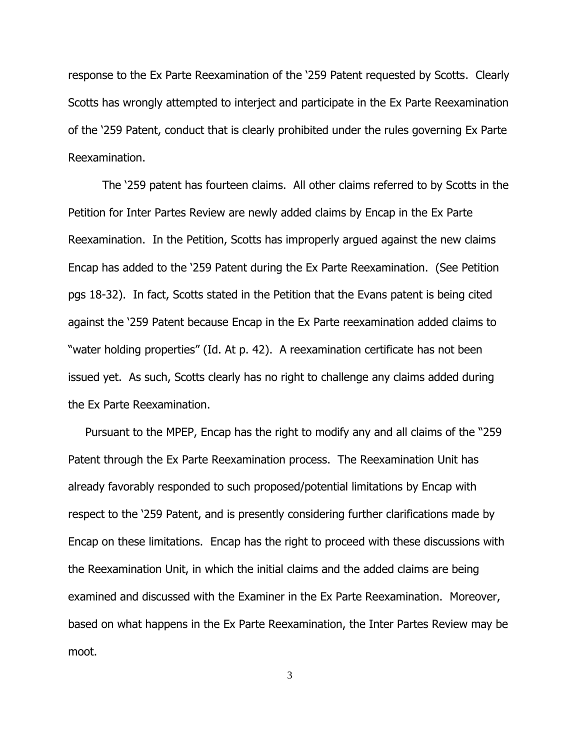response to the Ex Parte Reexamination of the '259 Patent requested by Scotts. Clearly Scotts has wrongly attempted to interject and participate in the Ex Parte Reexamination of the '259 Patent, conduct that is clearly prohibited under the rules governing Ex Parte Reexamination.

The '259 patent has fourteen claims. All other claims referred to by Scotts in the Petition for Inter Partes Review are newly added claims by Encap in the Ex Parte Reexamination. In the Petition, Scotts has improperly argued against the new claims Encap has added to the '259 Patent during the Ex Parte Reexamination. (See Petition pgs 18-32). In fact, Scotts stated in the Petition that the Evans patent is being cited against the '259 Patent because Encap in the Ex Parte reexamination added claims to "water holding properties" (Id. At p. 42). A reexamination certificate has not been issued yet. As such, Scotts clearly has no right to challenge any claims added during the Ex Parte Reexamination.

Pursuant to the MPEP, Encap has the right to modify any and all claims of the "259 Patent through the Ex Parte Reexamination process. The Reexamination Unit has already favorably responded to such proposed/potential limitations by Encap with respect to the '259 Patent, and is presently considering further clarifications made by Encap on these limitations. Encap has the right to proceed with these discussions with the Reexamination Unit, in which the initial claims and the added claims are being examined and discussed with the Examiner in the Ex Parte Reexamination. Moreover, based on what happens in the Ex Parte Reexamination, the Inter Partes Review may be moot.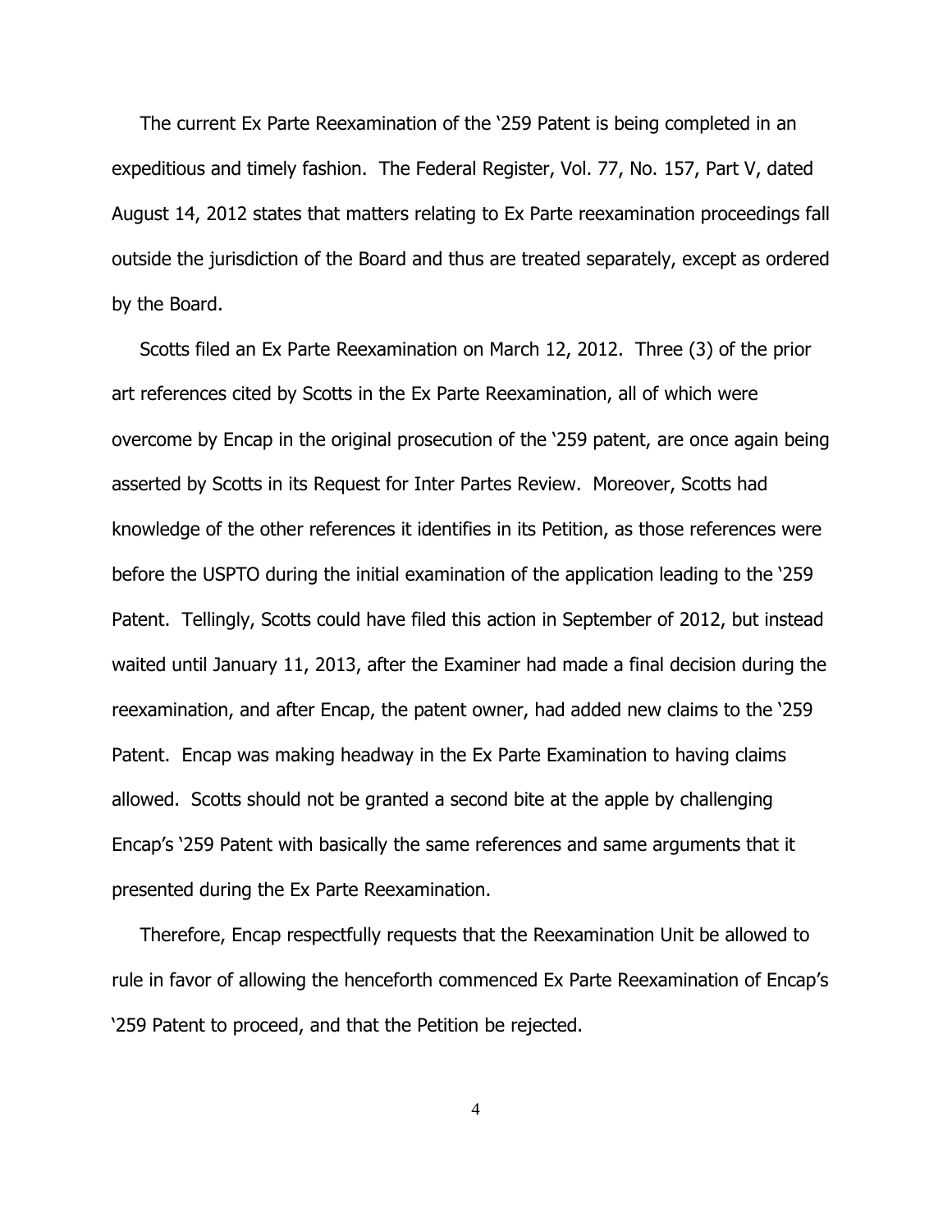The current Ex Parte Reexamination of the '259 Patent is being completed in an expeditious and timely fashion. The Federal Register, Vol. 77, No. 157, Part V, dated August 14, 2012 states that matters relating to Ex Parte reexamination proceedings fall outside the jurisdiction of the Board and thus are treated separately, except as ordered by the Board.

Scotts filed an Ex Parte Reexamination on March 12, 2012. Three (3) of the prior art references cited by Scotts in the Ex Parte Reexamination, all of which were overcome by Encap in the original prosecution of the '259 patent, are once again being asserted by Scotts in its Request for Inter Partes Review. Moreover, Scotts had knowledge of the other references it identifies in its Petition, as those references were before the USPTO during the initial examination of the application leading to the '259 Patent. Tellingly, Scotts could have filed this action in September of 2012, but instead waited until January 11, 2013, after the Examiner had made a final decision during the reexamination, and after Encap, the patent owner, had added new claims to the '259 Patent. Encap was making headway in the Ex Parte Examination to having claims allowed. Scotts should not be granted a second bite at the apple by challenging Encap's '259 Patent with basically the same references and same arguments that it presented during the Ex Parte Reexamination.

Therefore, Encap respectfully requests that the Reexamination Unit be allowed to rule in favor of allowing the henceforth commenced Ex Parte Reexamination of Encap's '259 Patent to proceed, and that the Petition be rejected.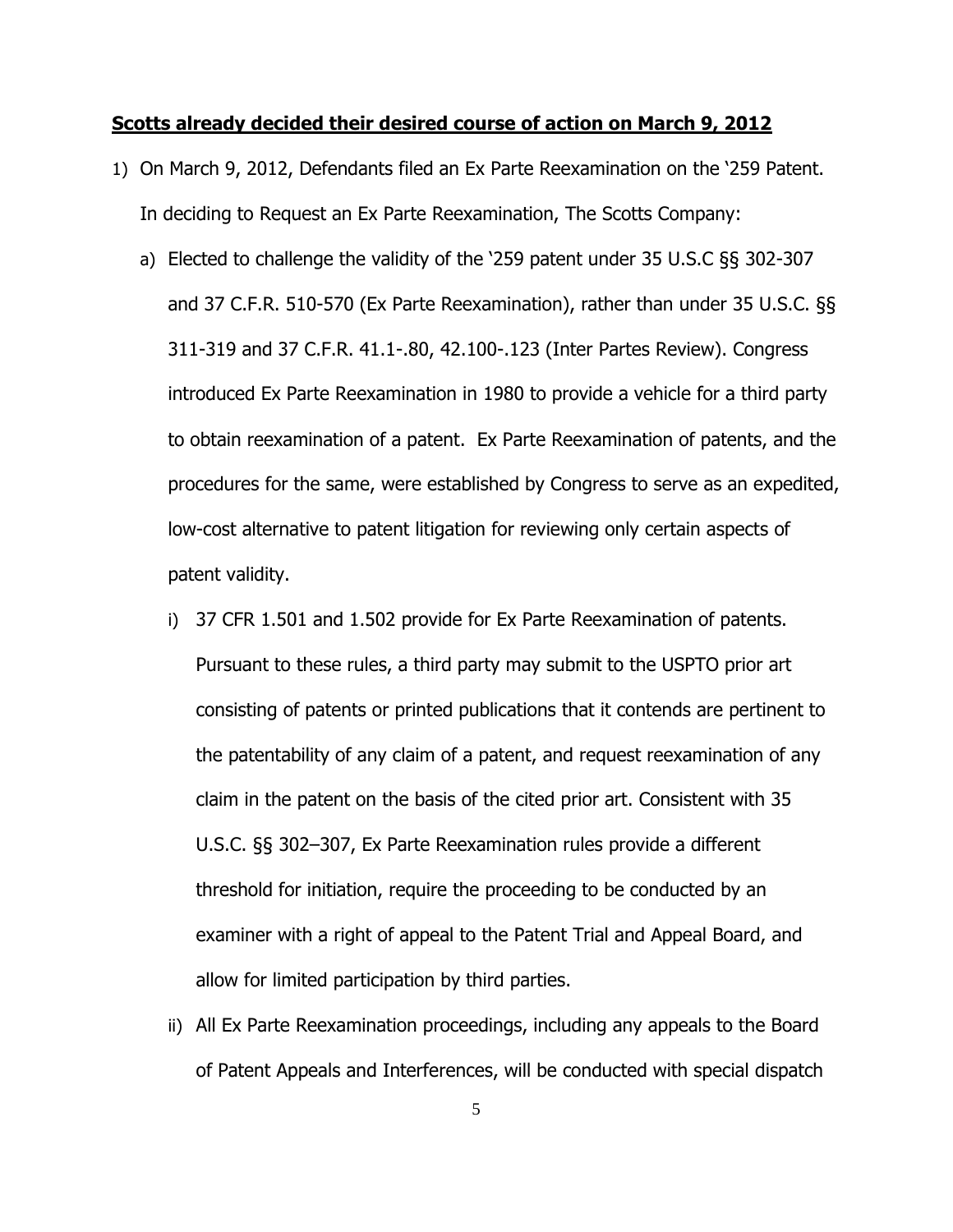**Scotts already decided their desired course of action on March 9, 2012**

1) On March 9, 2012, Defendants filed an Ex Parte Reexamination on the '259 Patent. In deciding to Request an Ex Parte Reexamination, The Scotts Company:

   a) Elected to challenge the validity of the '259 patent under 35 U.S.C §§ 302-307 and 37 C.F.R. 510-570 (Ex Parte Reexamination), rather than under 35 U.S.C. §§ 311-319 and 37 C.F.R. 41.1-.80, 42.100-.123 (Inter Partes Review). Congress introduced Ex Parte Reexamination in 1980 to provide a vehicle for a third party to obtain reexamination of a patent. Ex Parte Reexamination of patents, and the procedures for the same, were established by Congress to serve as an expedited, low-cost alternative to patent litigation for reviewing only certain aspects of patent validity.

      i) 37 CFR 1.501 and 1.502 provide for Ex Parte Reexamination of patents. Pursuant to these rules, a third party may submit to the USPTO prior art consisting of patents or printed publications that it contends are pertinent to the patentability of any claim of a patent, and request reexamination of any claim in the patent on the basis of the cited prior art. Consistent with 35 U.S.C. §§ 302–307, Ex Parte Reexamination rules provide a different threshold for initiation, require the proceeding to be conducted by an examiner with a right of appeal to the Patent Trial and Appeal Board, and allow for limited participation by third parties.

      ii) All Ex Parte Reexamination proceedings, including any appeals to the Board of Patent Appeals and Interferences, will be conducted with special dispatch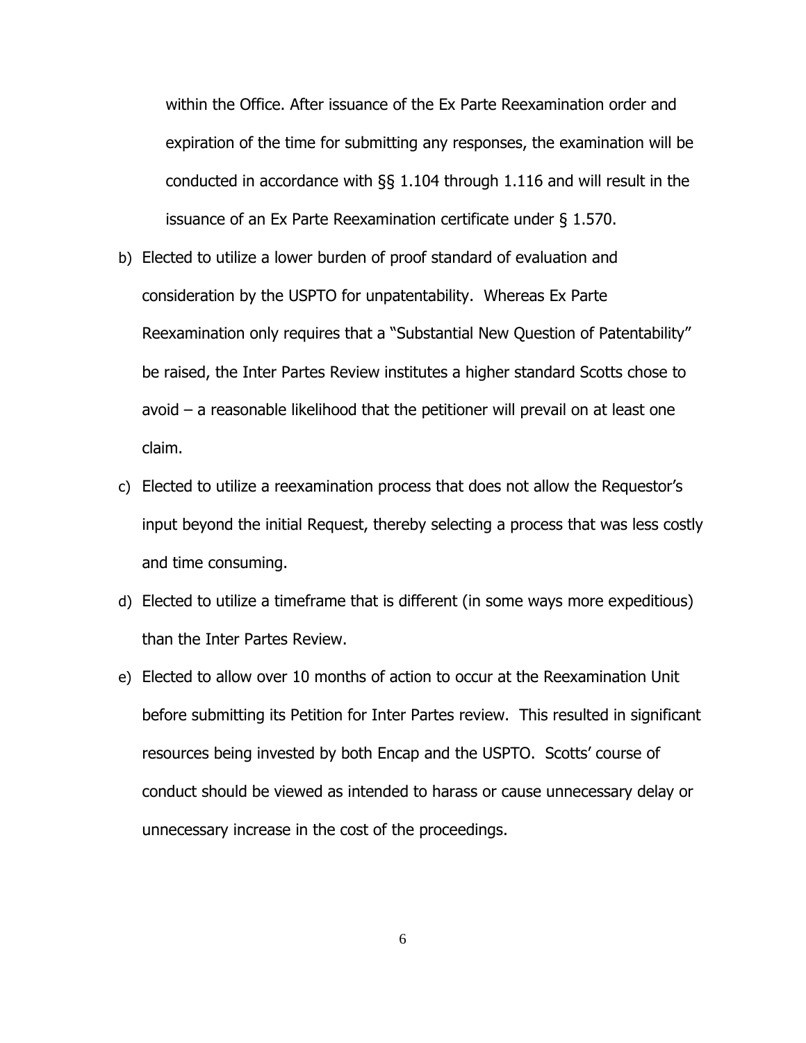within the Office. After issuance of the Ex Parte Reexamination order and expiration of the time for submitting any responses, the examination will be conducted in accordance with §§ 1.104 through 1.116 and will result in the issuance of an Ex Parte Reexamination certificate under § 1.570.

b) Elected to utilize a lower burden of proof standard of evaluation and consideration by the USPTO for unpatentability. Whereas Ex Parte Reexamination only requires that a "Substantial New Question of Patentability" be raised, the Inter Partes Review institutes a higher standard Scotts chose to avoid – a reasonable likelihood that the petitioner will prevail on at least one claim.

c) Elected to utilize a reexamination process that does not allow the Requestor's input beyond the initial Request, thereby selecting a process that was less costly and time consuming.

d) Elected to utilize a timeframe that is different (in some ways more expeditious) than the Inter Partes Review.

e) Elected to allow over 10 months of action to occur at the Reexamination Unit before submitting its Petition for Inter Partes review. This resulted in significant resources being invested by both Encap and the USPTO. Scotts' course of conduct should be viewed as intended to harass or cause unnecessary delay or unnecessary increase in the cost of the proceedings.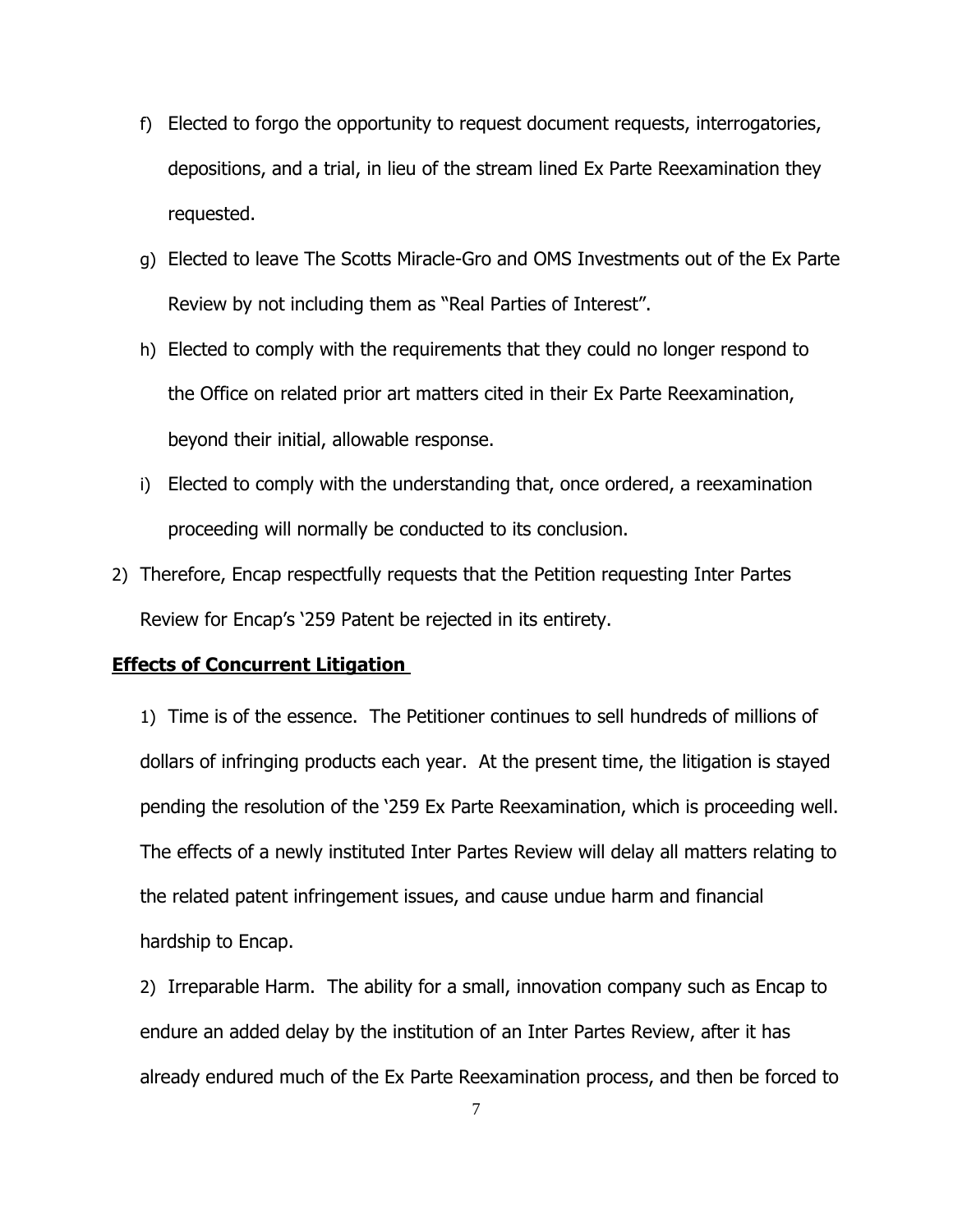f) Elected to forgo the opportunity to request document requests, interrogatories, depositions, and a trial, in lieu of the stream lined Ex Parte Reexamination they requested.

g) Elected to leave The Scotts Miracle-Gro and OMS Investments out of the Ex Parte Review by not including them as "Real Parties of Interest".

h) Elected to comply with the requirements that they could no longer respond to the Office on related prior art matters cited in their Ex Parte Reexamination, beyond their initial, allowable response.

i) Elected to comply with the understanding that, once ordered, a reexamination proceeding will normally be conducted to its conclusion.

2) Therefore, Encap respectfully requests that the Petition requesting Inter Partes Review for Encap's '259 Patent be rejected in its entirety.

**Effects of Concurrent Litigation**

1) Time is of the essence. The Petitioner continues to sell hundreds of millions of dollars of infringing products each year. At the present time, the litigation is stayed pending the resolution of the '259 Ex Parte Reexamination, which is proceeding well. The effects of a newly instituted Inter Partes Review will delay all matters relating to the related patent infringement issues, and cause undue harm and financial hardship to Encap.

2) Irreparable Harm. The ability for a small, innovation company such as Encap to endure an added delay by the institution of an Inter Partes Review, after it has already endured much of the Ex Parte Reexamination process, and then be forced to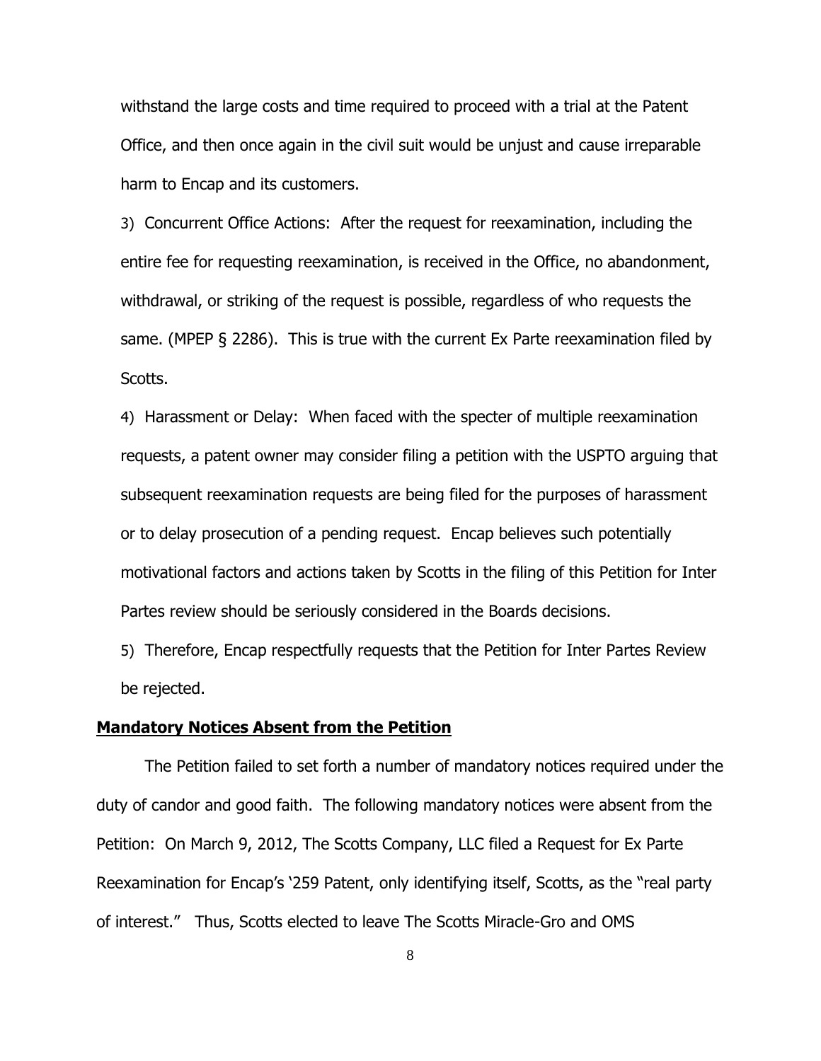withstand the large costs and time required to proceed with a trial at the Patent Office, and then once again in the civil suit would be unjust and cause irreparable harm to Encap and its customers.

3) Concurrent Office Actions: After the request for reexamination, including the entire fee for requesting reexamination, is received in the Office, no abandonment, withdrawal, or striking of the request is possible, regardless of who requests the same. (MPEP § 2286). This is true with the current Ex Parte reexamination filed by Scotts.

4) Harassment or Delay: When faced with the specter of multiple reexamination requests, a patent owner may consider filing a petition with the USPTO arguing that subsequent reexamination requests are being filed for the purposes of harassment or to delay prosecution of a pending request. Encap believes such potentially motivational factors and actions taken by Scotts in the filing of this Petition for Inter Partes review should be seriously considered in the Boards decisions.

5) Therefore, Encap respectfully requests that the Petition for Inter Partes Review be rejected.

**Mandatory Notices Absent from the Petition**

The Petition failed to set forth a number of mandatory notices required under the duty of candor and good faith. The following mandatory notices were absent from the Petition: On March 9, 2012, The Scotts Company, LLC filed a Request for Ex Parte Reexamination for Encap's '259 Patent, only identifying itself, Scotts, as the "real party of interest." Thus, Scotts elected to leave The Scotts Miracle-Gro and OMS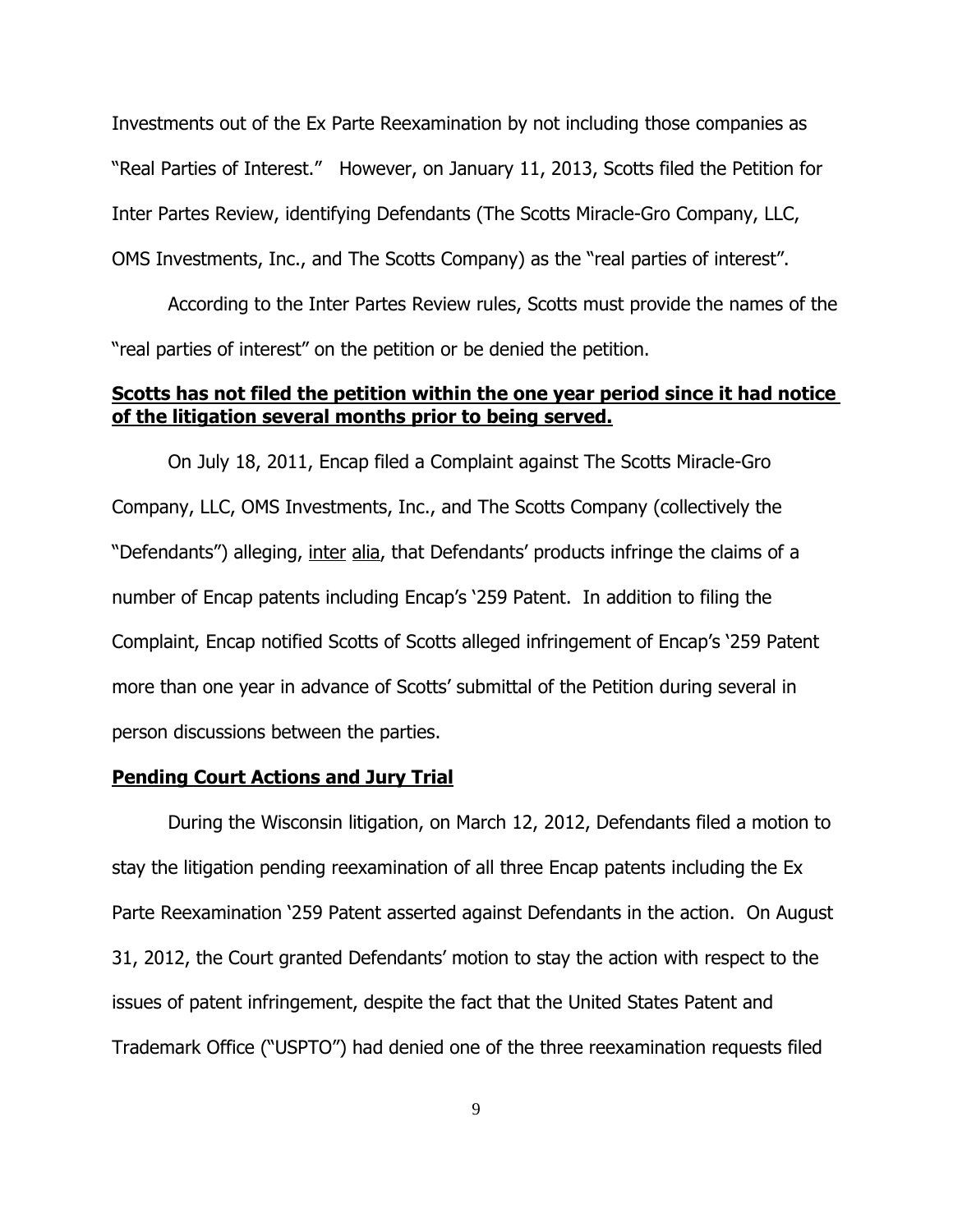Investments out of the Ex Parte Reexamination by not including those companies as "Real Parties of Interest." However, on January 11, 2013, Scotts filed the Petition for Inter Partes Review, identifying Defendants (The Scotts Miracle-Gro Company, LLC, OMS Investments, Inc., and The Scotts Company) as the "real parties of interest".

According to the Inter Partes Review rules, Scotts must provide the names of the "real parties of interest" on the petition or be denied the petition.

**Scotts has not filed the petition within the one year period since it had notice of the litigation several months prior to being served.**

On July 18, 2011, Encap filed a Complaint against The Scotts Miracle-Gro Company, LLC, OMS Investments, Inc., and The Scotts Company (collectively the "Defendants") alleging, inter alia, that Defendants' products infringe the claims of a number of Encap patents including Encap's '259 Patent. In addition to filing the Complaint, Encap notified Scotts of Scotts alleged infringement of Encap's '259 Patent more than one year in advance of Scotts' submittal of the Petition during several in person discussions between the parties.

**Pending Court Actions and Jury Trial**

During the Wisconsin litigation, on March 12, 2012, Defendants filed a motion to stay the litigation pending reexamination of all three Encap patents including the Ex Parte Reexamination '259 Patent asserted against Defendants in the action. On August 31, 2012, the Court granted Defendants' motion to stay the action with respect to the issues of patent infringement, despite the fact that the United States Patent and Trademark Office ("USPTO") had denied one of the three reexamination requests filed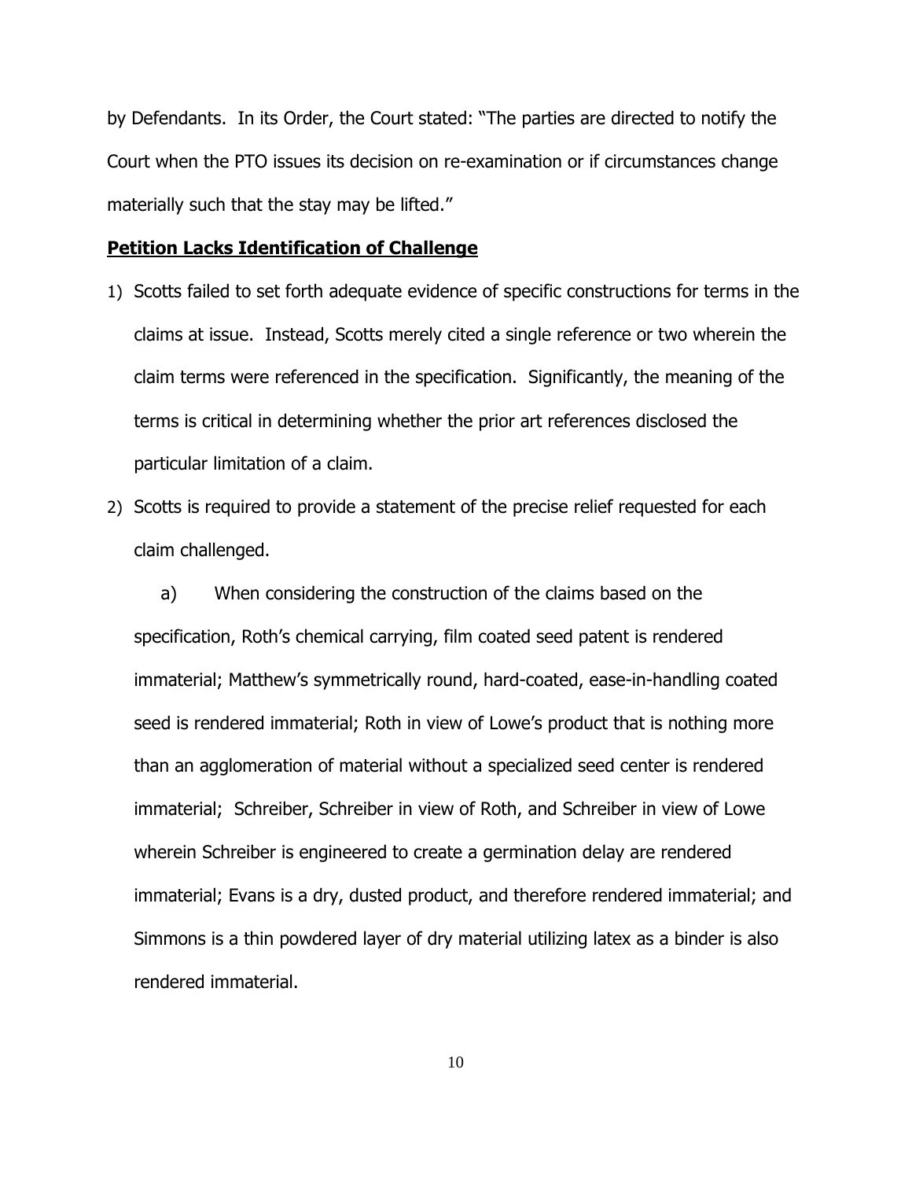by Defendants. In its Order, the Court stated: "The parties are directed to notify the Court when the PTO issues its decision on re-examination or if circumstances change materially such that the stay may be lifted."

**Petition Lacks Identification of Challenge**

1) Scotts failed to set forth adequate evidence of specific constructions for terms in the claims at issue. Instead, Scotts merely cited a single reference or two wherein the claim terms were referenced in the specification. Significantly, the meaning of the terms is critical in determining whether the prior art references disclosed the particular limitation of a claim.

2) Scotts is required to provide a statement of the precise relief requested for each claim challenged.

   a) When considering the construction of the claims based on the specification, Roth's chemical carrying, film coated seed patent is rendered immaterial; Matthew's symmetrically round, hard-coated, ease-in-handling coated seed is rendered immaterial; Roth in view of Lowe's product that is nothing more than an agglomeration of material without a specialized seed center is rendered immaterial; Schreiber, Schreiber in view of Roth, and Schreiber in view of Lowe wherein Schreiber is engineered to create a germination delay are rendered immaterial; Evans is a dry, dusted product, and therefore rendered immaterial; and Simmons is a thin powdered layer of dry material utilizing latex as a binder is also rendered immaterial.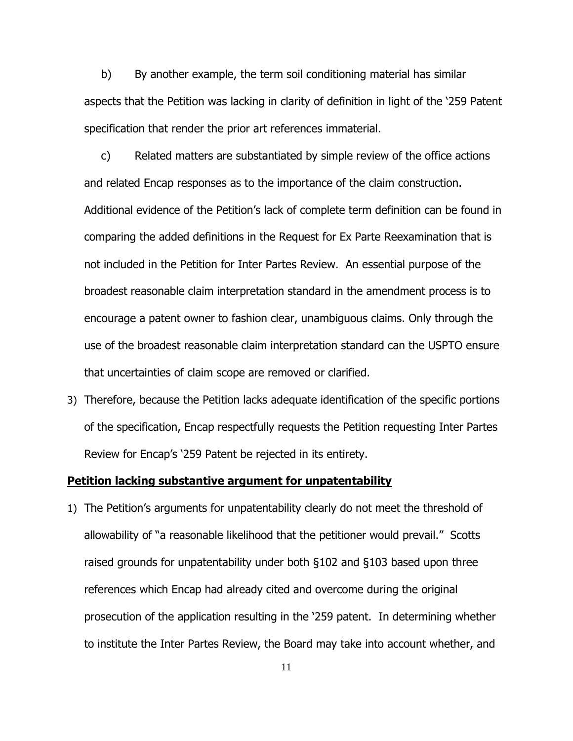b) By another example, the term soil conditioning material has similar aspects that the Petition was lacking in clarity of definition in light of the '259 Patent specification that render the prior art references immaterial.

c) Related matters are substantiated by simple review of the office actions and related Encap responses as to the importance of the claim construction. Additional evidence of the Petition's lack of complete term definition can be found in comparing the added definitions in the Request for Ex Parte Reexamination that is not included in the Petition for Inter Partes Review. An essential purpose of the broadest reasonable claim interpretation standard in the amendment process is to encourage a patent owner to fashion clear, unambiguous claims. Only through the use of the broadest reasonable claim interpretation standard can the USPTO ensure that uncertainties of claim scope are removed or clarified.

3) Therefore, because the Petition lacks adequate identification of the specific portions of the specification, Encap respectfully requests the Petition requesting Inter Partes Review for Encap's '259 Patent be rejected in its entirety.

**Petition lacking substantive argument for unpatentability**

1) The Petition's arguments for unpatentability clearly do not meet the threshold of allowability of "a reasonable likelihood that the petitioner would prevail." Scotts raised grounds for unpatentability under both §102 and §103 based upon three references which Encap had already cited and overcome during the original prosecution of the application resulting in the '259 patent. In determining whether to institute the Inter Partes Review, the Board may take into account whether, and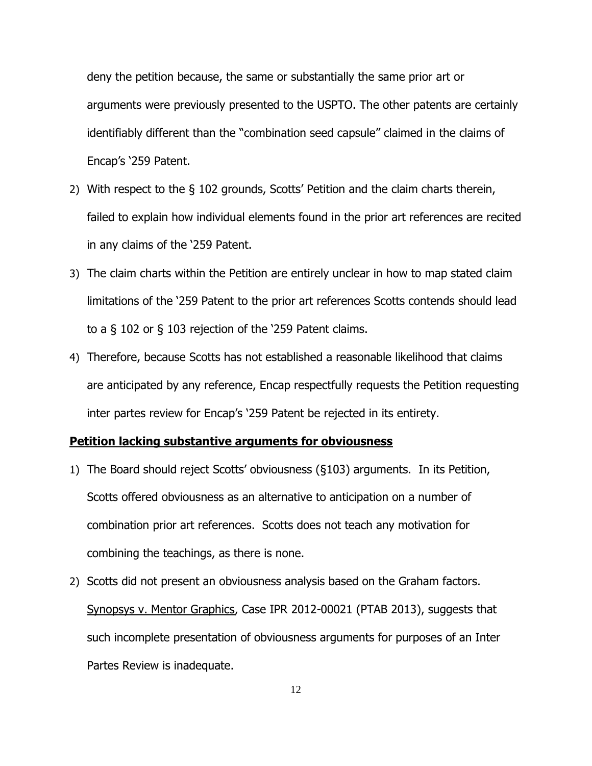deny the petition because, the same or substantially the same prior art or arguments were previously presented to the USPTO. The other patents are certainly identifiably different than the "combination seed capsule" claimed in the claims of Encap's '259 Patent.

2) With respect to the § 102 grounds, Scotts' Petition and the claim charts therein, failed to explain how individual elements found in the prior art references are recited in any claims of the '259 Patent.
3) The claim charts within the Petition are entirely unclear in how to map stated claim limitations of the '259 Patent to the prior art references Scotts contends should lead to a § 102 or § 103 rejection of the '259 Patent claims.
4) Therefore, because Scotts has not established a reasonable likelihood that claims are anticipated by any reference, Encap respectfully requests the Petition requesting inter partes review for Encap's '259 Patent be rejected in its entirety.

**Petition lacking substantive arguments for obviousness**

1) The Board should reject Scotts' obviousness (§103) arguments. In its Petition, Scotts offered obviousness as an alternative to anticipation on a number of combination prior art references. Scotts does not teach any motivation for combining the teachings, as there is none.
2) Scotts did not present an obviousness analysis based on the Graham factors. Synopsys v. Mentor Graphics, Case IPR 2012-00021 (PTAB 2013), suggests that such incomplete presentation of obviousness arguments for purposes of an Inter Partes Review is inadequate.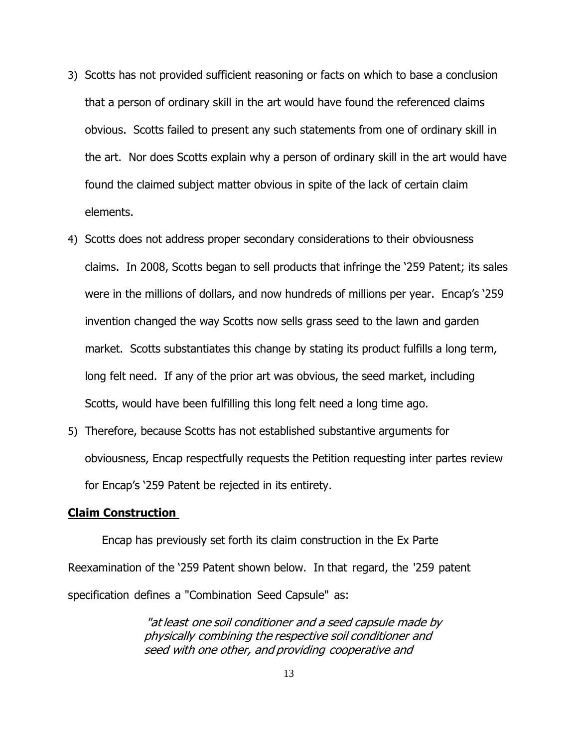3) Scotts has not provided sufficient reasoning or facts on which to base a conclusion that a person of ordinary skill in the art would have found the referenced claims obvious. Scotts failed to present any such statements from one of ordinary skill in the art. Nor does Scotts explain why a person of ordinary skill in the art would have found the claimed subject matter obvious in spite of the lack of certain claim elements.
4) Scotts does not address proper secondary considerations to their obviousness claims. In 2008, Scotts began to sell products that infringe the '259 Patent; its sales were in the millions of dollars, and now hundreds of millions per year. Encap's '259 invention changed the way Scotts now sells grass seed to the lawn and garden market. Scotts substantiates this change by stating its product fulfills a long term, long felt need. If any of the prior art was obvious, the seed market, including Scotts, would have been fulfilling this long felt need a long time ago.
5) Therefore, because Scotts has not established substantive arguments for obviousness, Encap respectfully requests the Petition requesting inter partes review for Encap's '259 Patent be rejected in its entirety.

**Claim Construction**

Encap has previously set forth its claim construction in the Ex Parte Reexamination of the '259 Patent shown below. In that regard, the '259 patent specification defines a "Combination Seed Capsule" as:

> *"at least one soil conditioner and a seed capsule made by physically combining the respective soil conditioner and seed with one other, and providing cooperative and*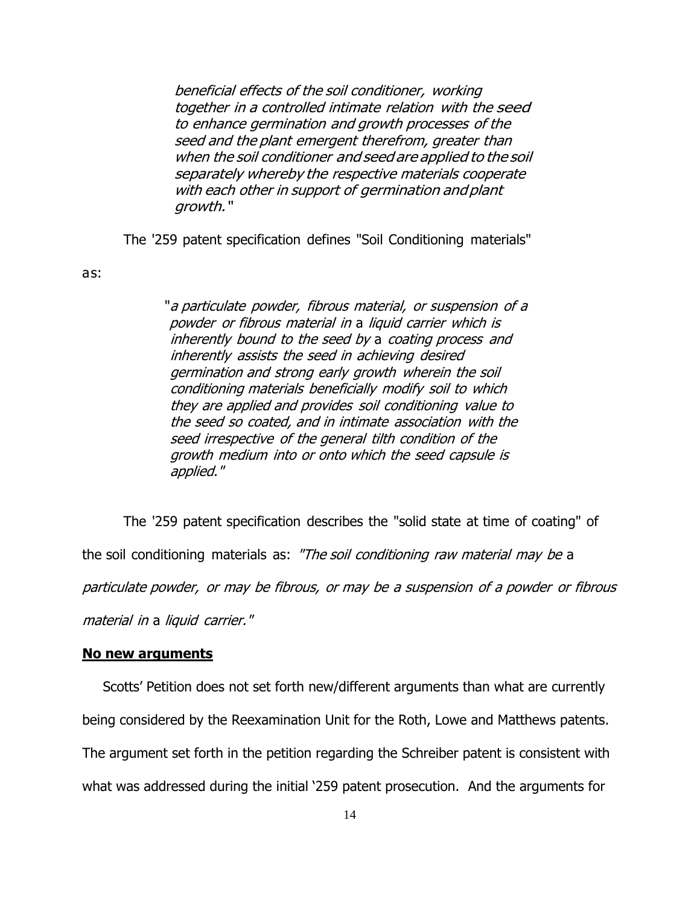> *beneficial effects of the soil conditioner, working together in a controlled intimate relation with the seed to enhance germination and growth processes of the seed and the plant emergent therefrom, greater than when the soil conditioner and seed are applied to the soil separately whereby the respective materials cooperate with each other in support of germination and plant growth."*

The '259 patent specification defines "Soil Conditioning materials" as:

> "*a particulate powder, fibrous material, or suspension of a powder or fibrous material in* a *liquid carrier which is inherently bound to the seed by* a *coating process and inherently assists the seed in achieving desired germination and strong early growth wherein the soil conditioning materials beneficially modify soil to which they are applied and provides soil conditioning value to the seed so coated, and in intimate association with the seed irrespective of the general tilth condition of the growth medium into or onto which the seed capsule is applied."*

The '259 patent specification describes the "solid state at time of coating" of the soil conditioning materials as: *"The soil conditioning raw material may be* a *particulate powder, or may be fibrous, or may be a suspension of a powder or fibrous material in* a *liquid carrier."*

**No new arguments**

Scotts' Petition does not set forth new/different arguments than what are currently being considered by the Reexamination Unit for the Roth, Lowe and Matthews patents. The argument set forth in the petition regarding the Schreiber patent is consistent with what was addressed during the initial '259 patent prosecution. And the arguments for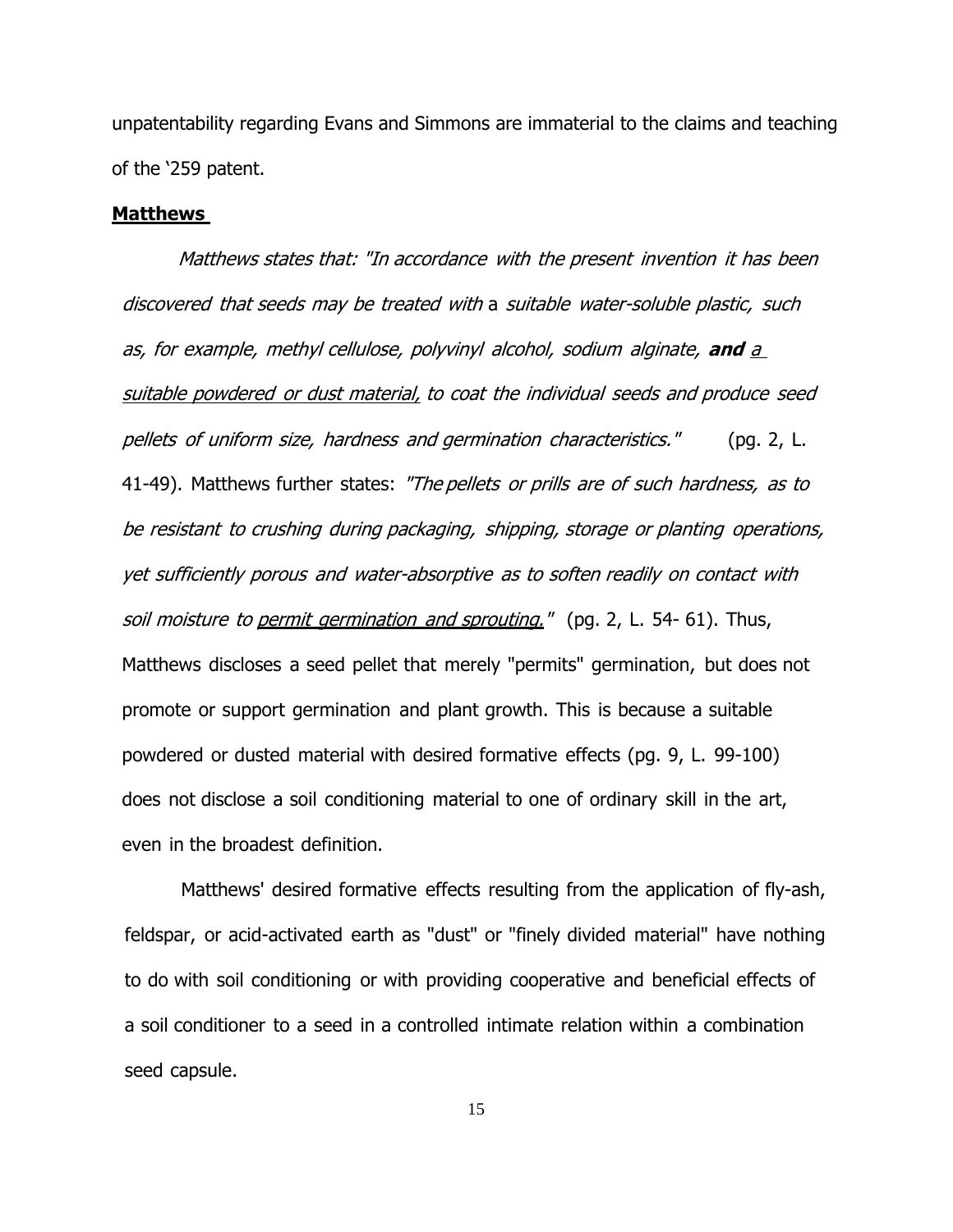unpatentability regarding Evans and Simmons are immaterial to the claims and teaching of the '259 patent.

**Matthews**

*Matthews states that: "In accordance with the present invention it has been discovered that seeds may be treated with* a *suitable water-soluble plastic, such as, for example, methyl cellulose, polyvinyl alcohol, sodium alginate,* ***and*** <u>*a suitable powdered or dust material,*</u> *to coat the individual seeds and produce seed pellets of uniform size, hardness and germination characteristics."* (pg. 2, L. 41-49). Matthews further states: *"The pellets or prills are of such hardness, as to be resistant to crushing during packaging, shipping, storage or planting operations, yet sufficiently porous and water-absorptive as to soften readily on contact with soil moisture to* <u>*permit germination and sprouting.*</u>*"* (pg. 2, L. 54- 61). Thus, Matthews discloses a seed pellet that merely "permits" germination, but does not promote or support germination and plant growth. This is because a suitable powdered or dusted material with desired formative effects (pg. 9, L. 99-100) does not disclose a soil conditioning material to one of ordinary skill in the art, even in the broadest definition.

Matthews' desired formative effects resulting from the application of fly-ash, feldspar, or acid-activated earth as "dust" or "finely divided material" have nothing to do with soil conditioning or with providing cooperative and beneficial effects of a soil conditioner to a seed in a controlled intimate relation within a combination seed capsule.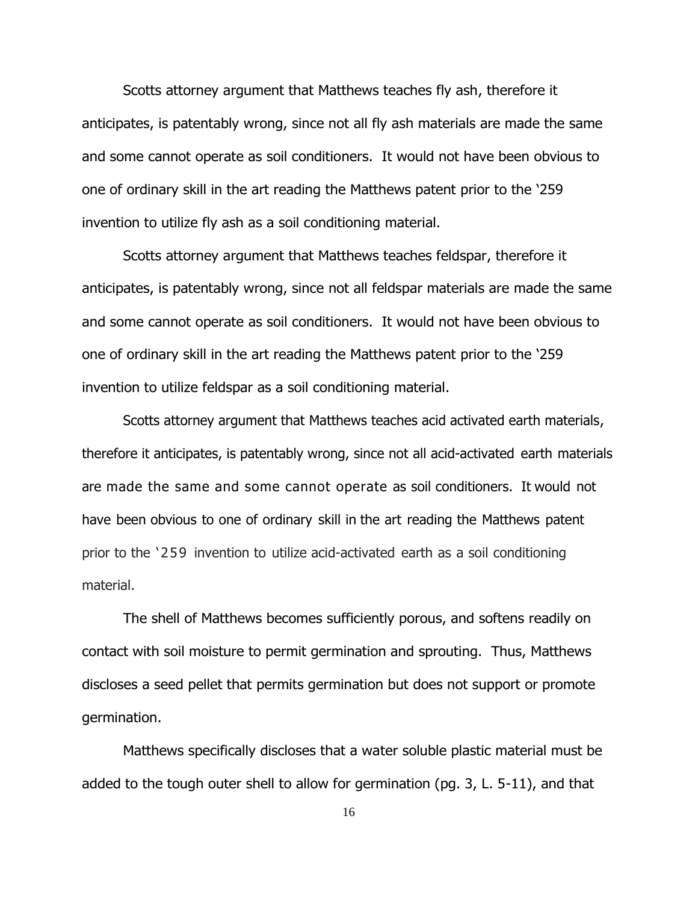Scotts attorney argument that Matthews teaches fly ash, therefore it anticipates, is patentably wrong, since not all fly ash materials are made the same and some cannot operate as soil conditioners. It would not have been obvious to one of ordinary skill in the art reading the Matthews patent prior to the '259 invention to utilize fly ash as a soil conditioning material.

Scotts attorney argument that Matthews teaches feldspar, therefore it anticipates, is patentably wrong, since not all feldspar materials are made the same and some cannot operate as soil conditioners. It would not have been obvious to one of ordinary skill in the art reading the Matthews patent prior to the '259 invention to utilize feldspar as a soil conditioning material.

Scotts attorney argument that Matthews teaches acid activated earth materials, therefore it anticipates, is patentably wrong, since not all acid-activated earth materials are made the same and some cannot operate as soil conditioners. It would not have been obvious to one of ordinary skill in the art reading the Matthews patent prior to the '259 invention to utilize acid-activated earth as a soil conditioning material.

The shell of Matthews becomes sufficiently porous, and softens readily on contact with soil moisture to permit germination and sprouting. Thus, Matthews discloses a seed pellet that permits germination but does not support or promote germination.

Matthews specifically discloses that a water soluble plastic material must be added to the tough outer shell to allow for germination (pg. 3, L. 5-11), and that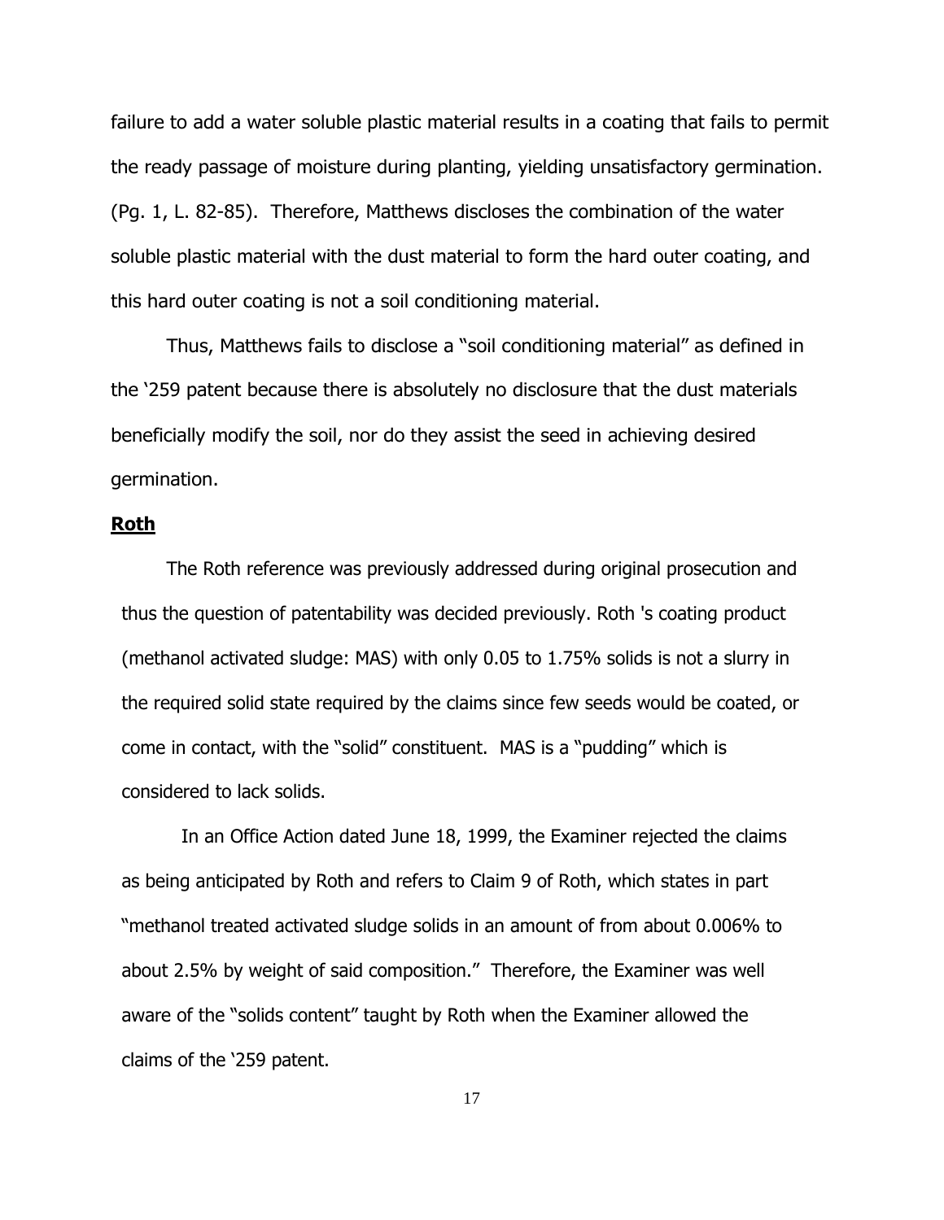failure to add a water soluble plastic material results in a coating that fails to permit the ready passage of moisture during planting, yielding unsatisfactory germination. (Pg. 1, L. 82-85). Therefore, Matthews discloses the combination of the water soluble plastic material with the dust material to form the hard outer coating, and this hard outer coating is not a soil conditioning material.

Thus, Matthews fails to disclose a "soil conditioning material" as defined in the '259 patent because there is absolutely no disclosure that the dust materials beneficially modify the soil, nor do they assist the seed in achieving desired germination.

**Roth**

The Roth reference was previously addressed during original prosecution and thus the question of patentability was decided previously. Roth 's coating product (methanol activated sludge: MAS) with only 0.05 to 1.75% solids is not a slurry in the required solid state required by the claims since few seeds would be coated, or come in contact, with the "solid" constituent. MAS is a "pudding" which is considered to lack solids.

In an Office Action dated June 18, 1999, the Examiner rejected the claims as being anticipated by Roth and refers to Claim 9 of Roth, which states in part "methanol treated activated sludge solids in an amount of from about 0.006% to about 2.5% by weight of said composition." Therefore, the Examiner was well aware of the "solids content" taught by Roth when the Examiner allowed the claims of the '259 patent.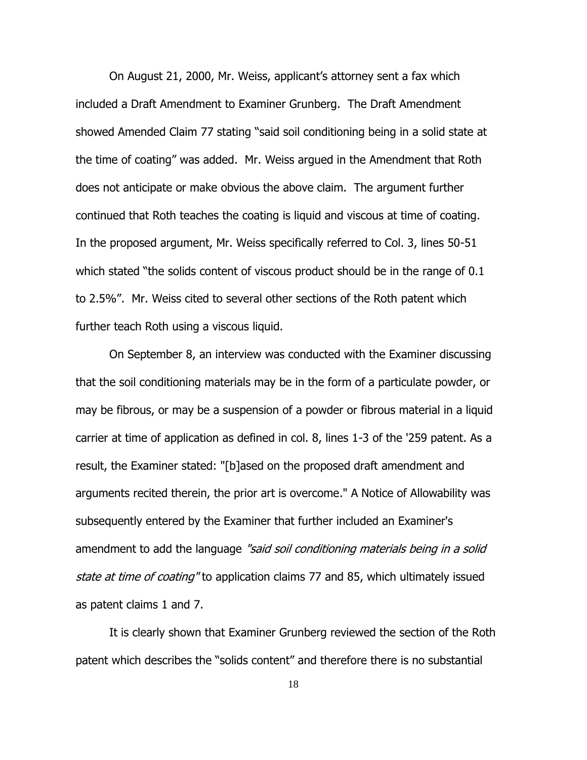On August 21, 2000, Mr. Weiss, applicant's attorney sent a fax which included a Draft Amendment to Examiner Grunberg. The Draft Amendment showed Amended Claim 77 stating "said soil conditioning being in a solid state at the time of coating" was added. Mr. Weiss argued in the Amendment that Roth does not anticipate or make obvious the above claim. The argument further continued that Roth teaches the coating is liquid and viscous at time of coating. In the proposed argument, Mr. Weiss specifically referred to Col. 3, lines 50-51 which stated "the solids content of viscous product should be in the range of 0.1 to 2.5%". Mr. Weiss cited to several other sections of the Roth patent which further teach Roth using a viscous liquid.

On September 8, an interview was conducted with the Examiner discussing that the soil conditioning materials may be in the form of a particulate powder, or may be fibrous, or may be a suspension of a powder or fibrous material in a liquid carrier at time of application as defined in col. 8, lines 1-3 of the '259 patent. As a result, the Examiner stated: "[b]ased on the proposed draft amendment and arguments recited therein, the prior art is overcome." A Notice of Allowability was subsequently entered by the Examiner that further included an Examiner's amendment to add the language *"said soil conditioning materials being in a solid state at time of coating"* to application claims 77 and 85, which ultimately issued as patent claims 1 and 7.

It is clearly shown that Examiner Grunberg reviewed the section of the Roth patent which describes the "solids content" and therefore there is no substantial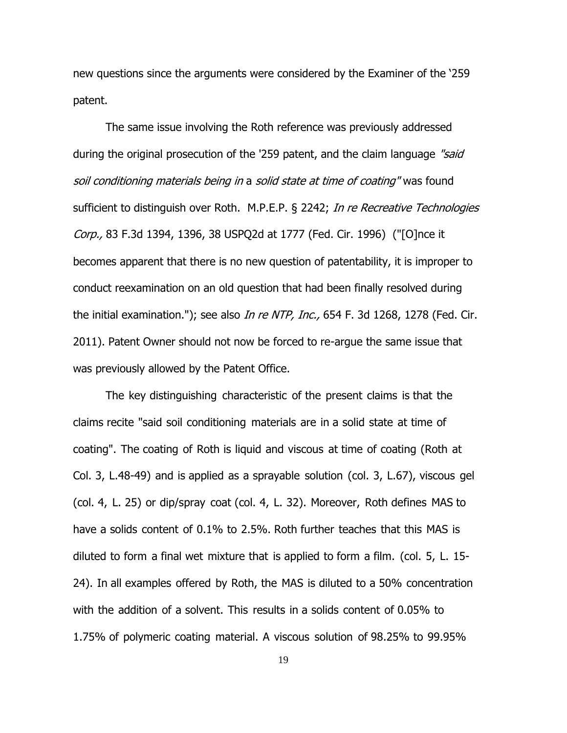new questions since the arguments were considered by the Examiner of the '259 patent.

The same issue involving the Roth reference was previously addressed during the original prosecution of the '259 patent, and the claim language *"said soil conditioning materials being in* a *solid state at time of coating"* was found sufficient to distinguish over Roth. M.P.E.P. § 2242; *In re Recreative Technologies Corp.,* 83 F.3d 1394, 1396, 38 USPQ2d at 1777 (Fed. Cir. 1996) ("[O]nce it becomes apparent that there is no new question of patentability, it is improper to conduct reexamination on an old question that had been finally resolved during the initial examination."); see also *In re NTP, Inc.,* 654 F. 3d 1268, 1278 (Fed. Cir. 2011). Patent Owner should not now be forced to re-argue the same issue that was previously allowed by the Patent Office.

The key distinguishing characteristic of the present claims is that the claims recite "said soil conditioning materials are in a solid state at time of coating". The coating of Roth is liquid and viscous at time of coating (Roth at Col. 3, L.48-49) and is applied as a sprayable solution (col. 3, L.67), viscous gel (col. 4, L. 25) or dip/spray coat (col. 4, L. 32). Moreover, Roth defines MAS to have a solids content of 0.1% to 2.5%. Roth further teaches that this MAS is diluted to form a final wet mixture that is applied to form a film. (col. 5, L. 15-24). In all examples offered by Roth, the MAS is diluted to a 50% concentration with the addition of a solvent. This results in a solids content of 0.05% to 1.75% of polymeric coating material. A viscous solution of 98.25% to 99.95%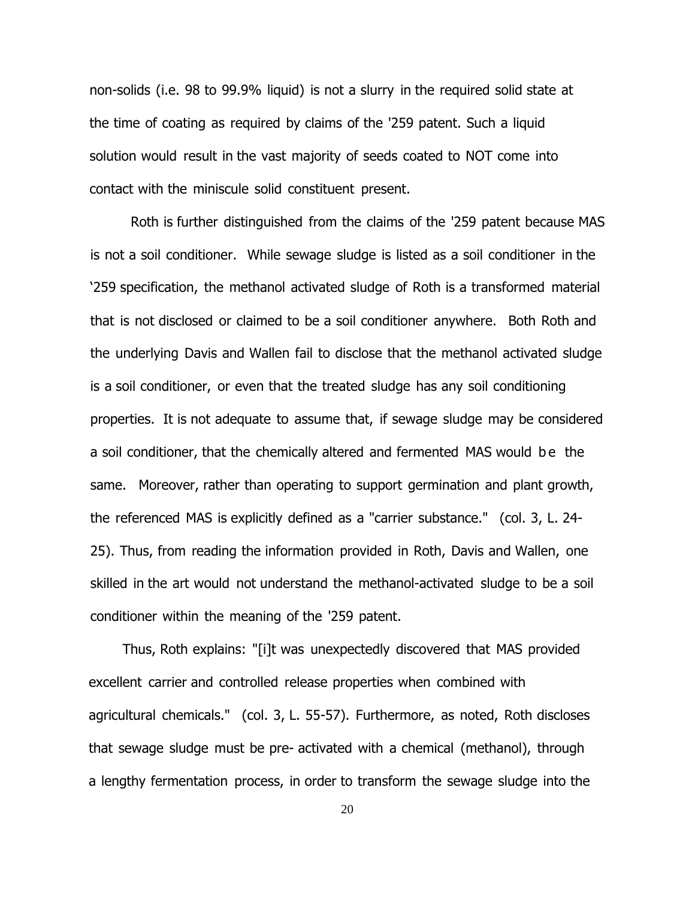non-solids (i.e. 98 to 99.9% liquid) is not a slurry in the required solid state at the time of coating as required by claims of the '259 patent. Such a liquid solution would result in the vast majority of seeds coated to NOT come into contact with the miniscule solid constituent present.

Roth is further distinguished from the claims of the '259 patent because MAS is not a soil conditioner. While sewage sludge is listed as a soil conditioner in the '259 specification, the methanol activated sludge of Roth is a transformed material that is not disclosed or claimed to be a soil conditioner anywhere. Both Roth and the underlying Davis and Wallen fail to disclose that the methanol activated sludge is a soil conditioner, or even that the treated sludge has any soil conditioning properties. It is not adequate to assume that, if sewage sludge may be considered a soil conditioner, that the chemically altered and fermented MAS would be the same. Moreover, rather than operating to support germination and plant growth, the referenced MAS is explicitly defined as a "carrier substance." (col. 3, L. 24-25). Thus, from reading the information provided in Roth, Davis and Wallen, one skilled in the art would not understand the methanol-activated sludge to be a soil conditioner within the meaning of the '259 patent.

Thus, Roth explains: "[i]t was unexpectedly discovered that MAS provided excellent carrier and controlled release properties when combined with agricultural chemicals." (col. 3, L. 55-57). Furthermore, as noted, Roth discloses that sewage sludge must be pre- activated with a chemical (methanol), through a lengthy fermentation process, in order to transform the sewage sludge into the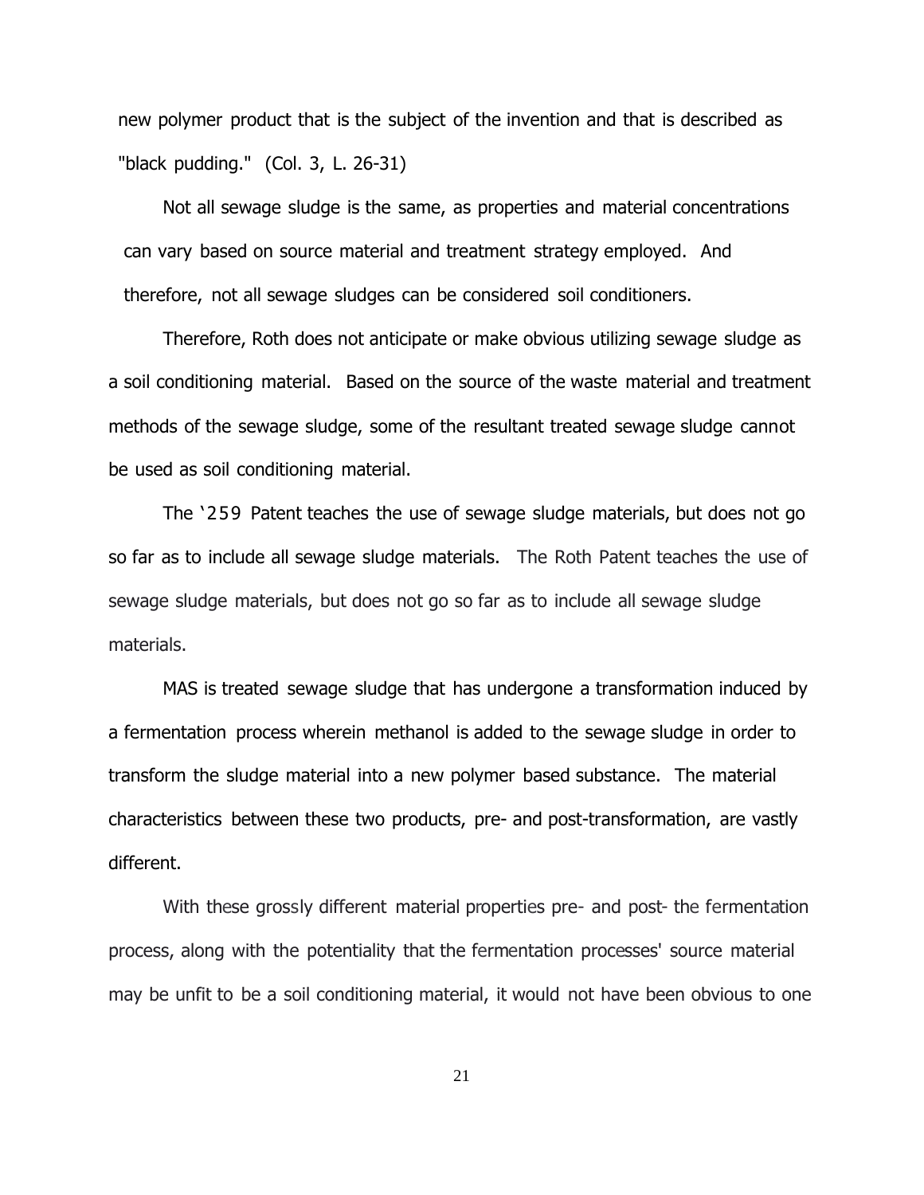new polymer product that is the subject of the invention and that is described as "black pudding." (Col. 3, L. 26-31)

Not all sewage sludge is the same, as properties and material concentrations can vary based on source material and treatment strategy employed. And therefore, not all sewage sludges can be considered soil conditioners.

Therefore, Roth does not anticipate or make obvious utilizing sewage sludge as a soil conditioning material. Based on the source of the waste material and treatment methods of the sewage sludge, some of the resultant treated sewage sludge cannot be used as soil conditioning material.

The '259 Patent teaches the use of sewage sludge materials, but does not go so far as to include all sewage sludge materials. The Roth Patent teaches the use of sewage sludge materials, but does not go so far as to include all sewage sludge materials.

MAS is treated sewage sludge that has undergone a transformation induced by a fermentation process wherein methanol is added to the sewage sludge in order to transform the sludge material into a new polymer based substance. The material characteristics between these two products, pre- and post-transformation, are vastly different.

With these grossly different material properties pre- and post- the fermentation process, along with the potentiality that the fermentation processes' source material may be unfit to be a soil conditioning material, it would not have been obvious to one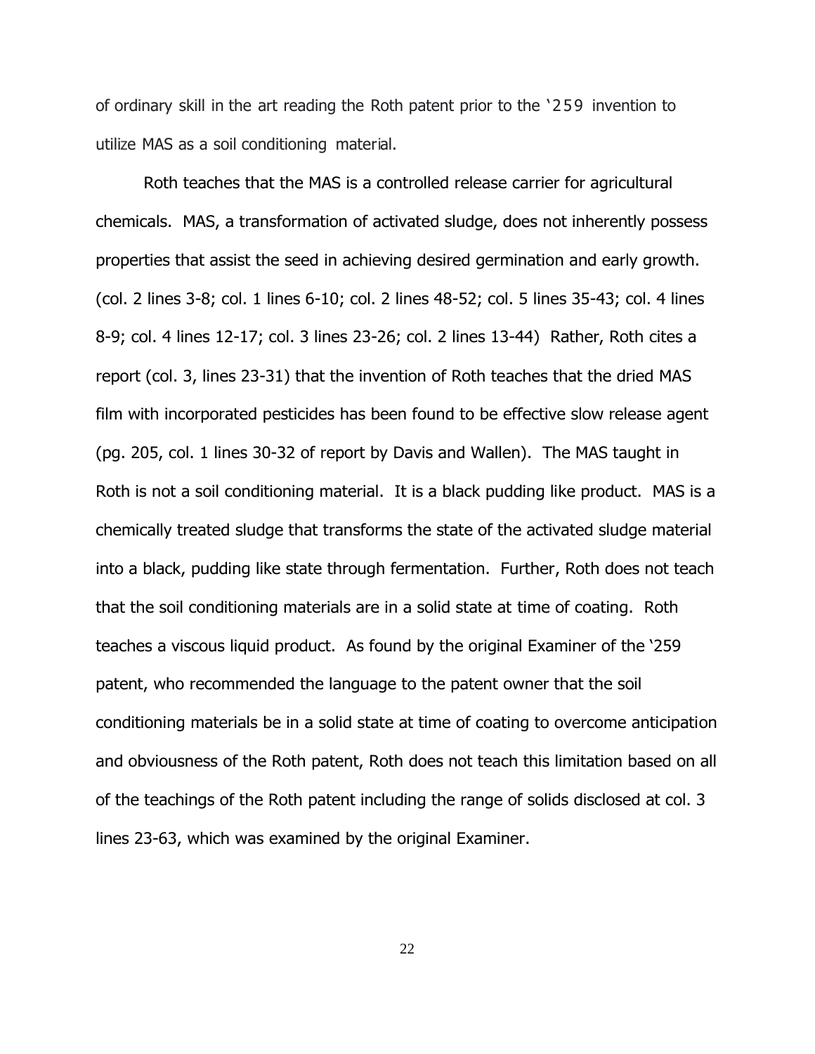of ordinary skill in the art reading the Roth patent prior to the '259 invention to utilize MAS as a soil conditioning material.

Roth teaches that the MAS is a controlled release carrier for agricultural chemicals. MAS, a transformation of activated sludge, does not inherently possess properties that assist the seed in achieving desired germination and early growth. (col. 2 lines 3-8; col. 1 lines 6-10; col. 2 lines 48-52; col. 5 lines 35-43; col. 4 lines 8-9; col. 4 lines 12-17; col. 3 lines 23-26; col. 2 lines 13-44) Rather, Roth cites a report (col. 3, lines 23-31) that the invention of Roth teaches that the dried MAS film with incorporated pesticides has been found to be effective slow release agent (pg. 205, col. 1 lines 30-32 of report by Davis and Wallen). The MAS taught in Roth is not a soil conditioning material. It is a black pudding like product. MAS is a chemically treated sludge that transforms the state of the activated sludge material into a black, pudding like state through fermentation. Further, Roth does not teach that the soil conditioning materials are in a solid state at time of coating. Roth teaches a viscous liquid product. As found by the original Examiner of the '259 patent, who recommended the language to the patent owner that the soil conditioning materials be in a solid state at time of coating to overcome anticipation and obviousness of the Roth patent, Roth does not teach this limitation based on all of the teachings of the Roth patent including the range of solids disclosed at col. 3 lines 23-63, which was examined by the original Examiner.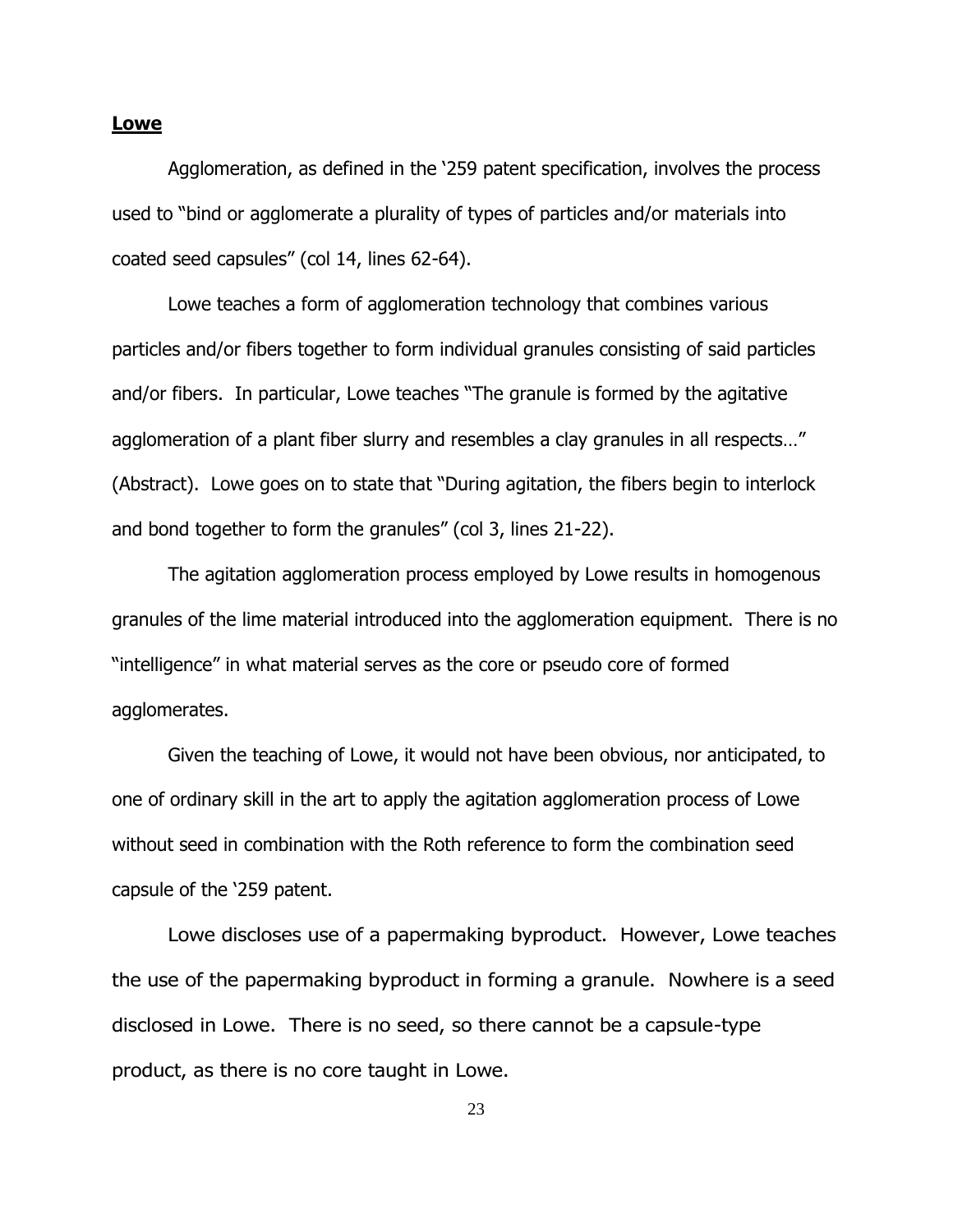## **Lowe**

Agglomeration, as defined in the '259 patent specification, involves the process used to "bind or agglomerate a plurality of types of particles and/or materials into coated seed capsules" (col 14, lines 62-64).

Lowe teaches a form of agglomeration technology that combines various particles and/or fibers together to form individual granules consisting of said particles and/or fibers. In particular, Lowe teaches "The granule is formed by the agitative agglomeration of a plant fiber slurry and resembles a clay granules in all respects…" (Abstract). Lowe goes on to state that "During agitation, the fibers begin to interlock and bond together to form the granules" (col 3, lines 21-22).

The agitation agglomeration process employed by Lowe results in homogenous granules of the lime material introduced into the agglomeration equipment. There is no "intelligence" in what material serves as the core or pseudo core of formed agglomerates.

Given the teaching of Lowe, it would not have been obvious, nor anticipated, to one of ordinary skill in the art to apply the agitation agglomeration process of Lowe without seed in combination with the Roth reference to form the combination seed capsule of the '259 patent.

Lowe discloses use of a papermaking byproduct. However, Lowe teaches the use of the papermaking byproduct in forming a granule. Nowhere is a seed disclosed in Lowe. There is no seed, so there cannot be a capsule-type product, as there is no core taught in Lowe.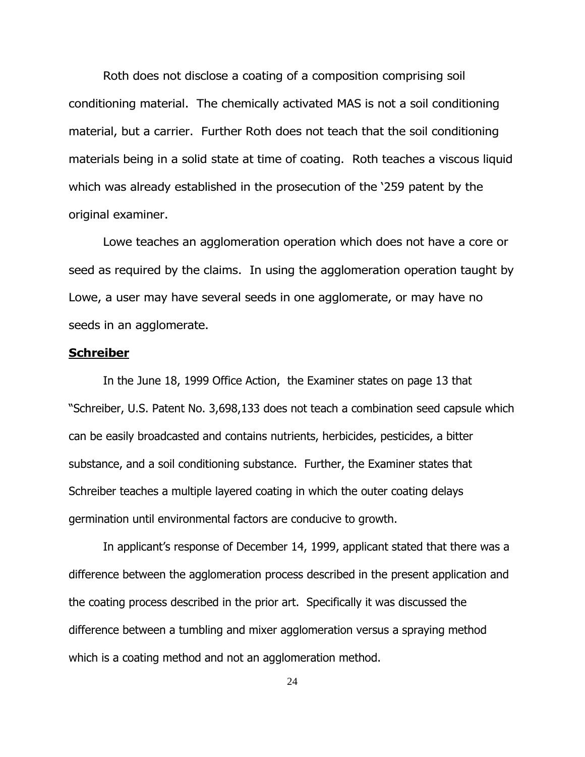Roth does not disclose a coating of a composition comprising soil conditioning material. The chemically activated MAS is not a soil conditioning material, but a carrier. Further Roth does not teach that the soil conditioning materials being in a solid state at time of coating. Roth teaches a viscous liquid which was already established in the prosecution of the '259 patent by the original examiner.

Lowe teaches an agglomeration operation which does not have a core or seed as required by the claims. In using the agglomeration operation taught by Lowe, a user may have several seeds in one agglomerate, or may have no seeds in an agglomerate.

**Schreiber**

In the June 18, 1999 Office Action, the Examiner states on page 13 that "Schreiber, U.S. Patent No. 3,698,133 does not teach a combination seed capsule which can be easily broadcasted and contains nutrients, herbicides, pesticides, a bitter substance, and a soil conditioning substance. Further, the Examiner states that Schreiber teaches a multiple layered coating in which the outer coating delays germination until environmental factors are conducive to growth.

In applicant's response of December 14, 1999, applicant stated that there was a difference between the agglomeration process described in the present application and the coating process described in the prior art. Specifically it was discussed the difference between a tumbling and mixer agglomeration versus a spraying method which is a coating method and not an agglomeration method.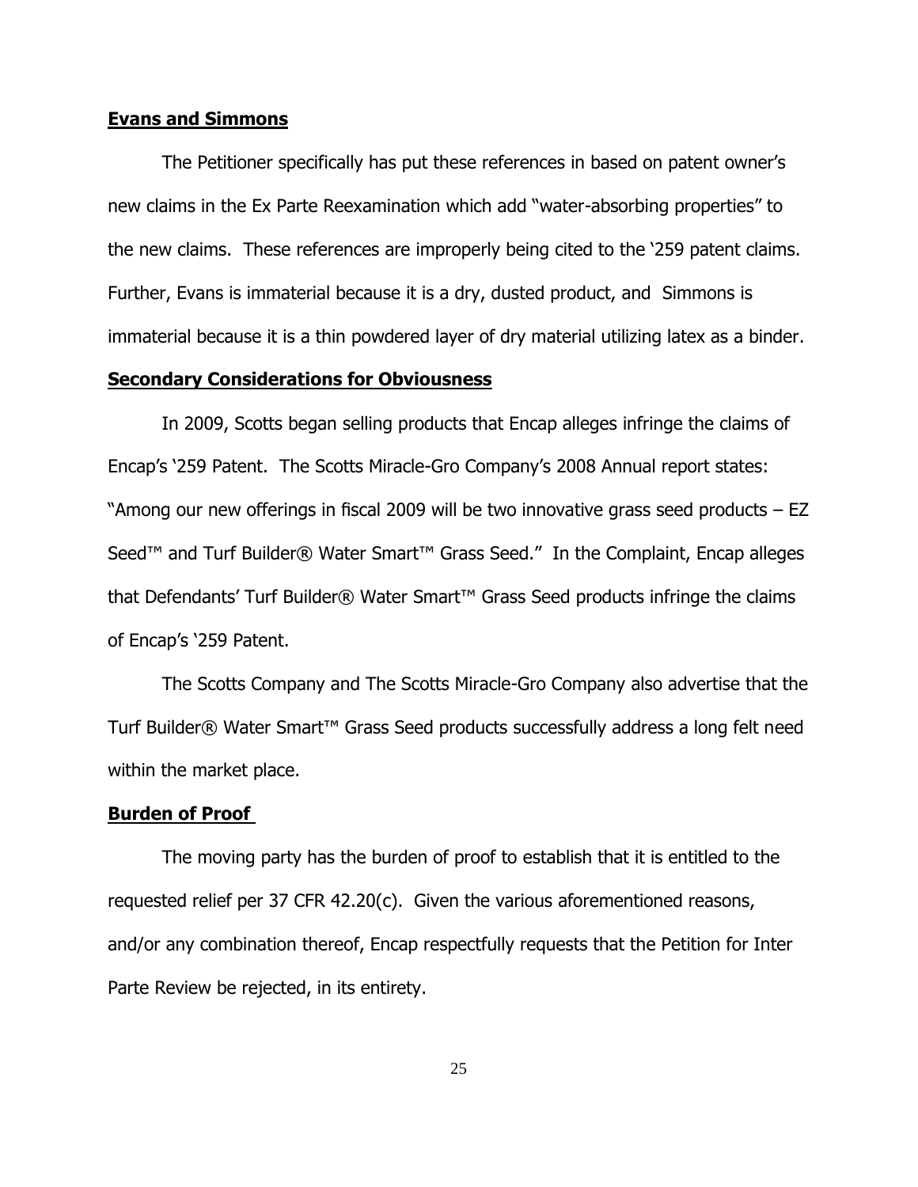**Evans and Simmons**

The Petitioner specifically has put these references in based on patent owner's new claims in the Ex Parte Reexamination which add "water-absorbing properties" to the new claims. These references are improperly being cited to the '259 patent claims. Further, Evans is immaterial because it is a dry, dusted product, and Simmons is immaterial because it is a thin powdered layer of dry material utilizing latex as a binder.

**Secondary Considerations for Obviousness**

In 2009, Scotts began selling products that Encap alleges infringe the claims of Encap's '259 Patent. The Scotts Miracle-Gro Company's 2008 Annual report states: "Among our new offerings in fiscal 2009 will be two innovative grass seed products – EZ Seed™ and Turf Builder® Water Smart™ Grass Seed." In the Complaint, Encap alleges that Defendants' Turf Builder® Water Smart™ Grass Seed products infringe the claims of Encap's '259 Patent.

The Scotts Company and The Scotts Miracle-Gro Company also advertise that the Turf Builder® Water Smart™ Grass Seed products successfully address a long felt need within the market place.

**Burden of Proof**

The moving party has the burden of proof to establish that it is entitled to the requested relief per 37 CFR 42.20(c). Given the various aforementioned reasons, and/or any combination thereof, Encap respectfully requests that the Petition for Inter Parte Review be rejected, in its entirety.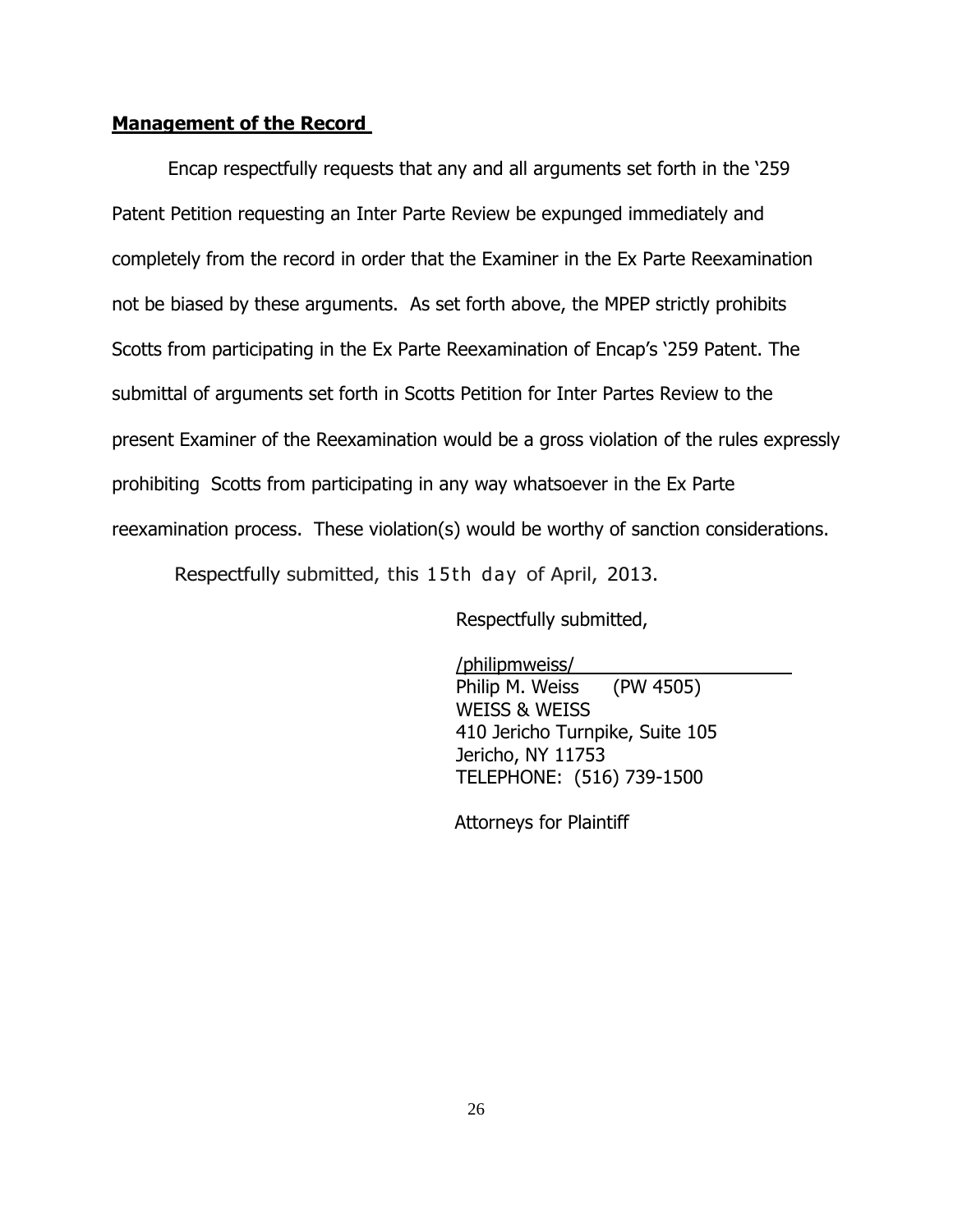**Management of the Record**

Encap respectfully requests that any and all arguments set forth in the '259 Patent Petition requesting an Inter Parte Review be expunged immediately and completely from the record in order that the Examiner in the Ex Parte Reexamination not be biased by these arguments. As set forth above, the MPEP strictly prohibits Scotts from participating in the Ex Parte Reexamination of Encap's '259 Patent. The submittal of arguments set forth in Scotts Petition for Inter Partes Review to the present Examiner of the Reexamination would be a gross violation of the rules expressly prohibiting Scotts from participating in any way whatsoever in the Ex Parte reexamination process. These violation(s) would be worthy of sanction considerations.

Respectfully submitted, this 15th day of April, 2013.

Respectfully submitted,

/philipmweiss/
Philip M. Weiss (PW 4505)
WEISS & WEISS
410 Jericho Turnpike, Suite 105
Jericho, NY 11753
TELEPHONE: (516) 739-1500

Attorneys for Plaintiff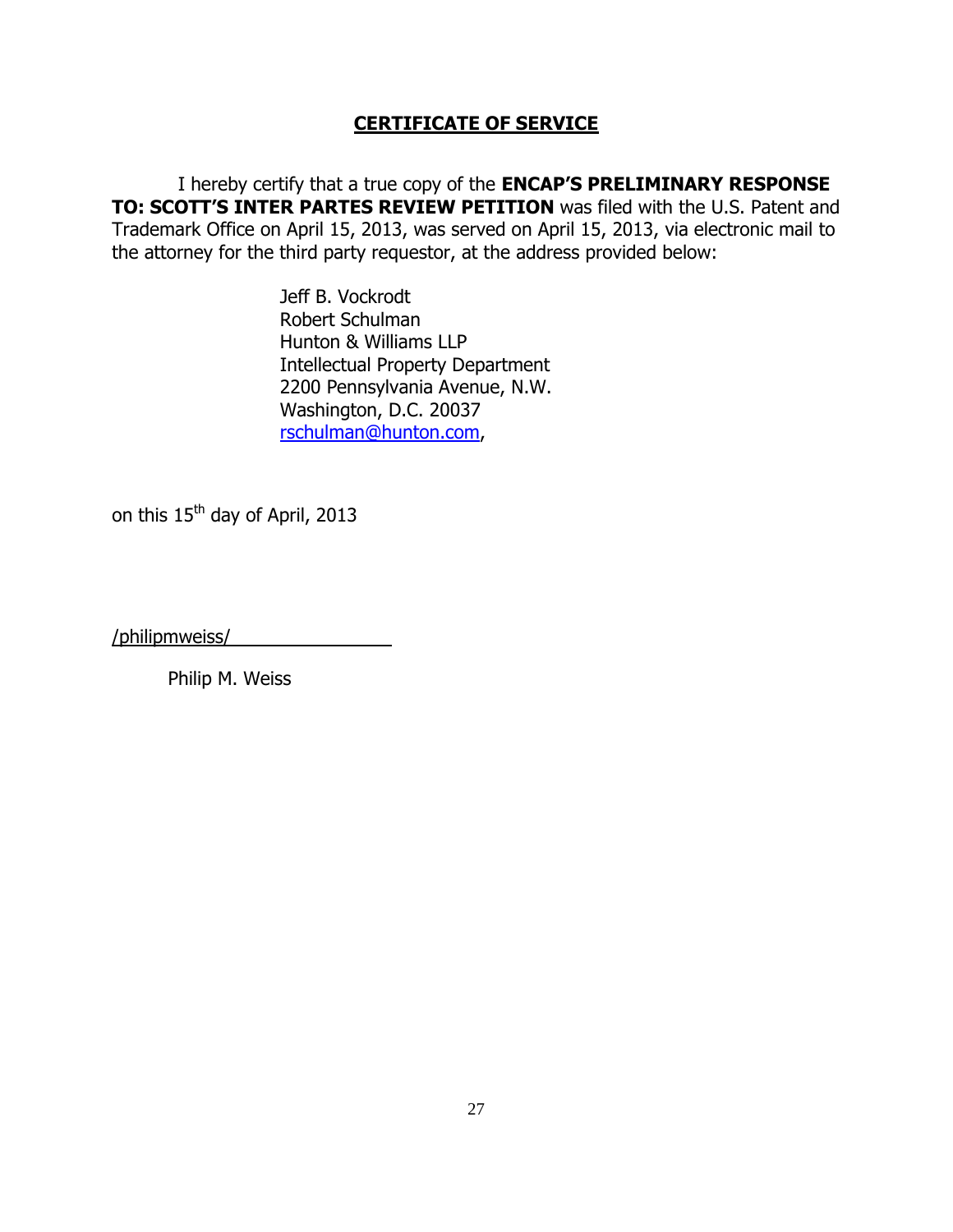# CERTIFICATE OF SERVICE

I hereby certify that a true copy of the **ENCAP'S PRELIMINARY RESPONSE TO: SCOTT'S INTER PARTES REVIEW PETITION** was filed with the U.S. Patent and Trademark Office on April 15, 2013, was served on April 15, 2013, via electronic mail to the attorney for the third party requestor, at the address provided below:

Jeff B. Vockrodt
Robert Schulman
Hunton & Williams LLP
Intellectual Property Department
2200 Pennsylvania Avenue, N.W.
Washington, D.C. 20037
rschulman@hunton.com,

on this 15th day of April, 2013

/philipmweiss/

Philip M. Weiss